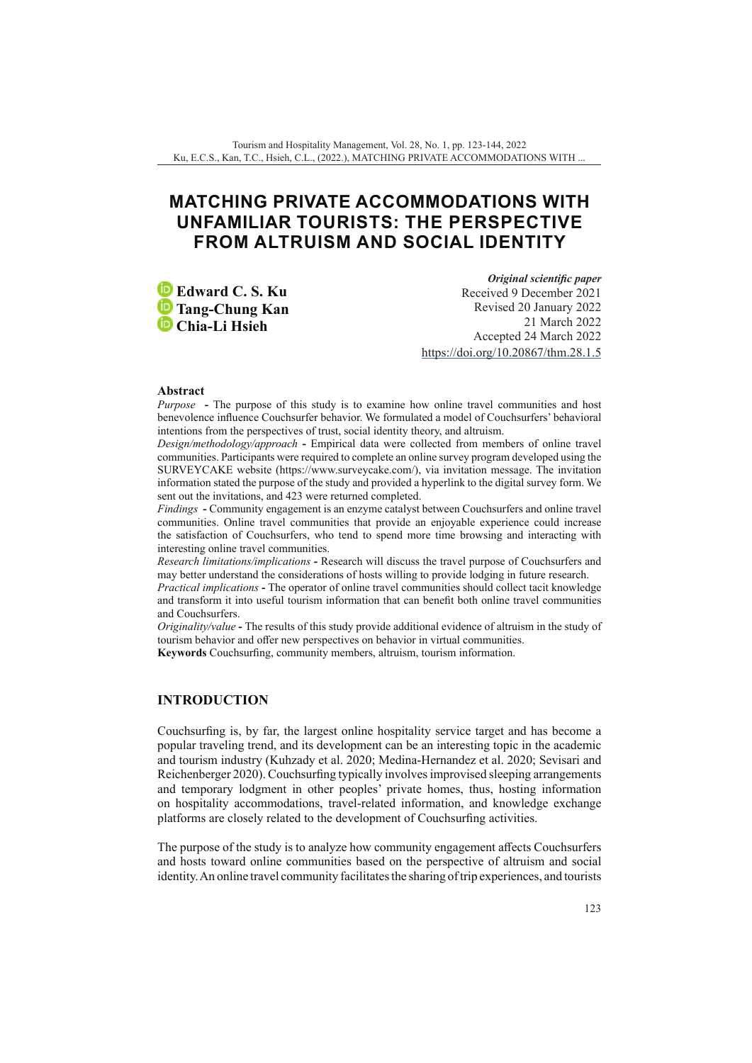# MATCHING PRIVATE ACCOMMODATIONS WITH UNFAMILIAR TOURISTS: THE PERSPECTIVE FROM ALTRUISM AND SOCIAL IDENTITY

**Edward C. S. Ku**
**Tang-Chung Kan**
**Chia-Li Hsieh**

*Original scientific paper*
Received 9 December 2021
Revised 20 January 2022
21 March 2022
Accepted 24 March 2022
https://doi.org/10.20867/thm.28.1.5

### Abstract

*Purpose* **-** The purpose of this study is to examine how online travel communities and host benevolence influence Couchsurfer behavior. We formulated a model of Couchsurfers' behavioral intentions from the perspectives of trust, social identity theory, and altruism.

*Design/methodology/approach* **-** Empirical data were collected from members of online travel communities. Participants were required to complete an online survey program developed using the SURVEYCAKE website (https://www.surveycake.com/), via invitation message. The invitation information stated the purpose of the study and provided a hyperlink to the digital survey form. We sent out the invitations, and 423 were returned completed.

*Findings* **-** Community engagement is an enzyme catalyst between Couchsurfers and online travel communities. Online travel communities that provide an enjoyable experience could increase the satisfaction of Couchsurfers, who tend to spend more time browsing and interacting with interesting online travel communities.

*Research limitations/implications* **-** Research will discuss the travel purpose of Couchsurfers and may better understand the considerations of hosts willing to provide lodging in future research.

*Practical implications* **-** The operator of online travel communities should collect tacit knowledge and transform it into useful tourism information that can benefit both online travel communities and Couchsurfers.

*Originality/value* **-** The results of this study provide additional evidence of altruism in the study of tourism behavior and offer new perspectives on behavior in virtual communities.

**Keywords** Couchsurfing, community members, altruism, tourism information.

## INTRODUCTION

Couchsurfing is, by far, the largest online hospitality service target and has become a popular traveling trend, and its development can be an interesting topic in the academic and tourism industry (Kuhzady et al. 2020; Medina-Hernandez et al. 2020; Sevisari and Reichenberger 2020). Couchsurfing typically involves improvised sleeping arrangements and temporary lodgment in other peoples' private homes, thus, hosting information on hospitality accommodations, travel-related information, and knowledge exchange platforms are closely related to the development of Couchsurfing activities.

The purpose of the study is to analyze how community engagement affects Couchsurfers and hosts toward online communities based on the perspective of altruism and social identity. An online travel community facilitates the sharing of trip experiences, and tourists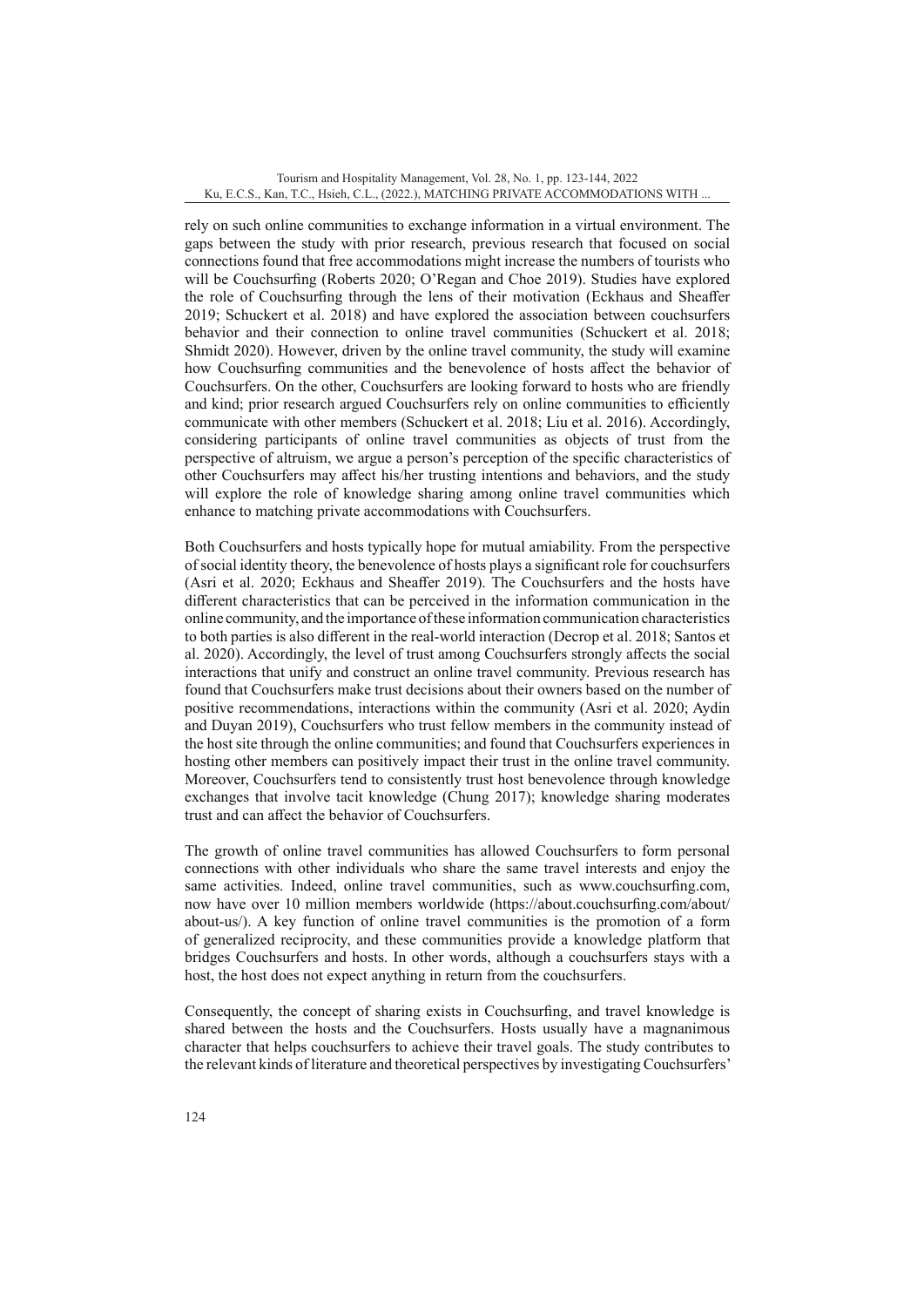rely on such online communities to exchange information in a virtual environment. The gaps between the study with prior research, previous research that focused on social connections found that free accommodations might increase the numbers of tourists who will be Couchsurfing (Roberts 2020; O'Regan and Choe 2019). Studies have explored the role of Couchsurfing through the lens of their motivation (Eckhaus and Sheaffer 2019; Schuckert et al. 2018) and have explored the association between couchsurfers behavior and their connection to online travel communities (Schuckert et al. 2018; Shmidt 2020). However, driven by the online travel community, the study will examine how Couchsurfing communities and the benevolence of hosts affect the behavior of Couchsurfers. On the other, Couchsurfers are looking forward to hosts who are friendly and kind; prior research argued Couchsurfers rely on online communities to efficiently communicate with other members (Schuckert et al. 2018; Liu et al. 2016). Accordingly, considering participants of online travel communities as objects of trust from the perspective of altruism, we argue a person's perception of the specific characteristics of other Couchsurfers may affect his/her trusting intentions and behaviors, and the study will explore the role of knowledge sharing among online travel communities which enhance to matching private accommodations with Couchsurfers.

Both Couchsurfers and hosts typically hope for mutual amiability. From the perspective of social identity theory, the benevolence of hosts plays a significant role for couchsurfers (Asri et al. 2020; Eckhaus and Sheaffer 2019). The Couchsurfers and the hosts have different characteristics that can be perceived in the information communication in the online community, and the importance of these information communication characteristics to both parties is also different in the real-world interaction (Decrop et al. 2018; Santos et al. 2020). Accordingly, the level of trust among Couchsurfers strongly affects the social interactions that unify and construct an online travel community. Previous research has found that Couchsurfers make trust decisions about their owners based on the number of positive recommendations, interactions within the community (Asri et al. 2020; Aydin and Duyan 2019), Couchsurfers who trust fellow members in the community instead of the host site through the online communities; and found that Couchsurfers experiences in hosting other members can positively impact their trust in the online travel community. Moreover, Couchsurfers tend to consistently trust host benevolence through knowledge exchanges that involve tacit knowledge (Chung 2017); knowledge sharing moderates trust and can affect the behavior of Couchsurfers.

The growth of online travel communities has allowed Couchsurfers to form personal connections with other individuals who share the same travel interests and enjoy the same activities. Indeed, online travel communities, such as www.couchsurfing.com, now have over 10 million members worldwide (https://about.couchsurfing.com/about/about-us/). A key function of online travel communities is the promotion of a form of generalized reciprocity, and these communities provide a knowledge platform that bridges Couchsurfers and hosts. In other words, although a couchsurfers stays with a host, the host does not expect anything in return from the couchsurfers.

Consequently, the concept of sharing exists in Couchsurfing, and travel knowledge is shared between the hosts and the Couchsurfers. Hosts usually have a magnanimous character that helps couchsurfers to achieve their travel goals. The study contributes to the relevant kinds of literature and theoretical perspectives by investigating Couchsurfers'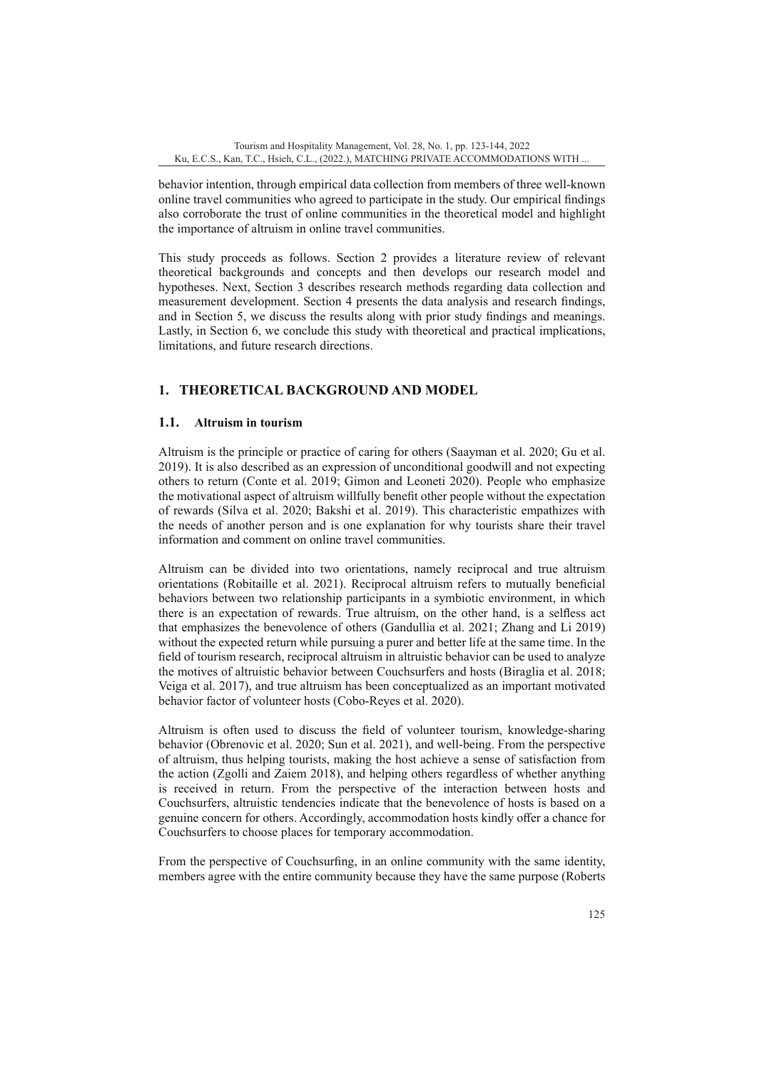behavior intention, through empirical data collection from members of three well-known online travel communities who agreed to participate in the study. Our empirical findings also corroborate the trust of online communities in the theoretical model and highlight the importance of altruism in online travel communities.

This study proceeds as follows. Section 2 provides a literature review of relevant theoretical backgrounds and concepts and then develops our research model and hypotheses. Next, Section 3 describes research methods regarding data collection and measurement development. Section 4 presents the data analysis and research findings, and in Section 5, we discuss the results along with prior study findings and meanings. Lastly, in Section 6, we conclude this study with theoretical and practical implications, limitations, and future research directions.

## 1. THEORETICAL BACKGROUND AND MODEL

### 1.1. Altruism in tourism

Altruism is the principle or practice of caring for others (Saayman et al. 2020; Gu et al. 2019). It is also described as an expression of unconditional goodwill and not expecting others to return (Conte et al. 2019; Gimon and Leoneti 2020). People who emphasize the motivational aspect of altruism willfully benefit other people without the expectation of rewards (Silva et al. 2020; Bakshi et al. 2019). This characteristic empathizes with the needs of another person and is one explanation for why tourists share their travel information and comment on online travel communities.

Altruism can be divided into two orientations, namely reciprocal and true altruism orientations (Robitaille et al. 2021). Reciprocal altruism refers to mutually beneficial behaviors between two relationship participants in a symbiotic environment, in which there is an expectation of rewards. True altruism, on the other hand, is a selfless act that emphasizes the benevolence of others (Gandullia et al. 2021; Zhang and Li 2019) without the expected return while pursuing a purer and better life at the same time. In the field of tourism research, reciprocal altruism in altruistic behavior can be used to analyze the motives of altruistic behavior between Couchsurfers and hosts (Biraglia et al. 2018; Veiga et al. 2017), and true altruism has been conceptualized as an important motivated behavior factor of volunteer hosts (Cobo-Reyes et al. 2020).

Altruism is often used to discuss the field of volunteer tourism, knowledge-sharing behavior (Obrenovic et al. 2020; Sun et al. 2021), and well-being. From the perspective of altruism, thus helping tourists, making the host achieve a sense of satisfaction from the action (Zgolli and Zaiem 2018), and helping others regardless of whether anything is received in return. From the perspective of the interaction between hosts and Couchsurfers, altruistic tendencies indicate that the benevolence of hosts is based on a genuine concern for others. Accordingly, accommodation hosts kindly offer a chance for Couchsurfers to choose places for temporary accommodation.

From the perspective of Couchsurfing, in an online community with the same identity, members agree with the entire community because they have the same purpose (Roberts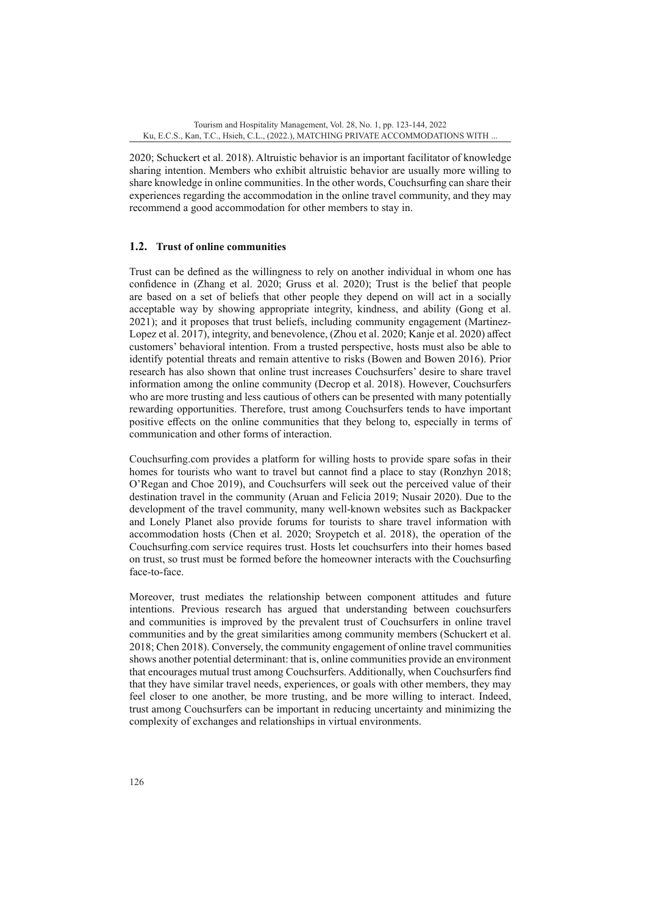2020; Schuckert et al. 2018). Altruistic behavior is an important facilitator of knowledge sharing intention. Members who exhibit altruistic behavior are usually more willing to share knowledge in online communities. In the other words, Couchsurfing can share their experiences regarding the accommodation in the online travel community, and they may recommend a good accommodation for other members to stay in.

### 1.2. Trust of online communities

Trust can be defined as the willingness to rely on another individual in whom one has confidence in (Zhang et al. 2020; Gruss et al. 2020); Trust is the belief that people are based on a set of beliefs that other people they depend on will act in a socially acceptable way by showing appropriate integrity, kindness, and ability (Gong et al. 2021); and it proposes that trust beliefs, including community engagement (Martinez-Lopez et al. 2017), integrity, and benevolence, (Zhou et al. 2020; Kanje et al. 2020) affect customers' behavioral intention. From a trusted perspective, hosts must also be able to identify potential threats and remain attentive to risks (Bowen and Bowen 2016). Prior research has also shown that online trust increases Couchsurfers' desire to share travel information among the online community (Decrop et al. 2018). However, Couchsurfers who are more trusting and less cautious of others can be presented with many potentially rewarding opportunities. Therefore, trust among Couchsurfers tends to have important positive effects on the online communities that they belong to, especially in terms of communication and other forms of interaction.

Couchsurfing.com provides a platform for willing hosts to provide spare sofas in their homes for tourists who want to travel but cannot find a place to stay (Ronzhyn 2018; O'Regan and Choe 2019), and Couchsurfers will seek out the perceived value of their destination travel in the community (Aruan and Felicia 2019; Nusair 2020). Due to the development of the travel community, many well-known websites such as Backpacker and Lonely Planet also provide forums for tourists to share travel information with accommodation hosts (Chen et al. 2020; Sroypetch et al. 2018), the operation of the Couchsurfing.com service requires trust. Hosts let couchsurfers into their homes based on trust, so trust must be formed before the homeowner interacts with the Couchsurfing face-to-face.

Moreover, trust mediates the relationship between component attitudes and future intentions. Previous research has argued that understanding between couchsurfers and communities is improved by the prevalent trust of Couchsurfers in online travel communities and by the great similarities among community members (Schuckert et al. 2018; Chen 2018). Conversely, the community engagement of online travel communities shows another potential determinant: that is, online communities provide an environment that encourages mutual trust among Couchsurfers. Additionally, when Couchsurfers find that they have similar travel needs, experiences, or goals with other members, they may feel closer to one another, be more trusting, and be more willing to interact. Indeed, trust among Couchsurfers can be important in reducing uncertainty and minimizing the complexity of exchanges and relationships in virtual environments.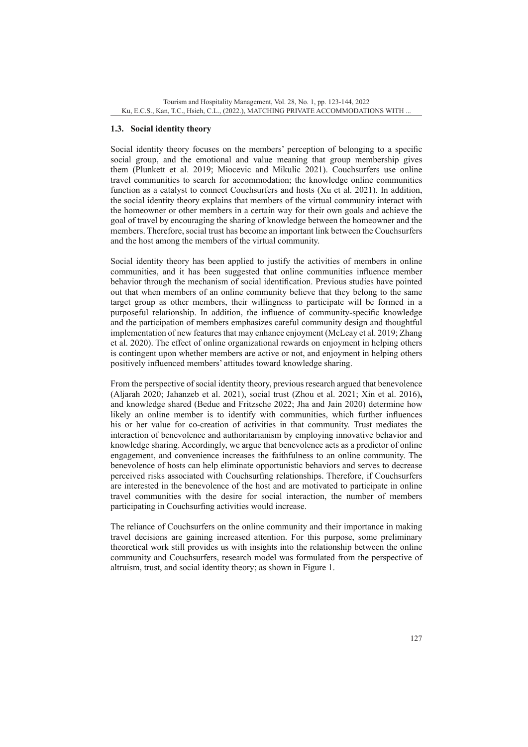### 1.3. Social identity theory

Social identity theory focuses on the members' perception of belonging to a specific social group, and the emotional and value meaning that group membership gives them (Plunkett et al. 2019; Miocevic and Mikulic 2021). Couchsurfers use online travel communities to search for accommodation; the knowledge online communities function as a catalyst to connect Couchsurfers and hosts (Xu et al. 2021). In addition, the social identity theory explains that members of the virtual community interact with the homeowner or other members in a certain way for their own goals and achieve the goal of travel by encouraging the sharing of knowledge between the homeowner and the members. Therefore, social trust has become an important link between the Couchsurfers and the host among the members of the virtual community.

Social identity theory has been applied to justify the activities of members in online communities, and it has been suggested that online communities influence member behavior through the mechanism of social identification. Previous studies have pointed out that when members of an online community believe that they belong to the same target group as other members, their willingness to participate will be formed in a purposeful relationship. In addition, the influence of community-specific knowledge and the participation of members emphasizes careful community design and thoughtful implementation of new features that may enhance enjoyment (McLeay et al. 2019; Zhang et al. 2020). The effect of online organizational rewards on enjoyment in helping others is contingent upon whether members are active or not, and enjoyment in helping others positively influenced members' attitudes toward knowledge sharing.

From the perspective of social identity theory, previous research argued that benevolence (Aljarah 2020; Jahanzeb et al. 2021), social trust (Zhou et al. 2021; Xin et al. 2016)**,** and knowledge shared (Bedue and Fritzsche 2022; Jha and Jain 2020) determine how likely an online member is to identify with communities, which further influences his or her value for co-creation of activities in that community. Trust mediates the interaction of benevolence and authoritarianism by employing innovative behavior and knowledge sharing. Accordingly, we argue that benevolence acts as a predictor of online engagement, and convenience increases the faithfulness to an online community. The benevolence of hosts can help eliminate opportunistic behaviors and serves to decrease perceived risks associated with Couchsurfing relationships. Therefore, if Couchsurfers are interested in the benevolence of the host and are motivated to participate in online travel communities with the desire for social interaction, the number of members participating in Couchsurfing activities would increase.

The reliance of Couchsurfers on the online community and their importance in making travel decisions are gaining increased attention. For this purpose, some preliminary theoretical work still provides us with insights into the relationship between the online community and Couchsurfers, research model was formulated from the perspective of altruism, trust, and social identity theory; as shown in Figure 1.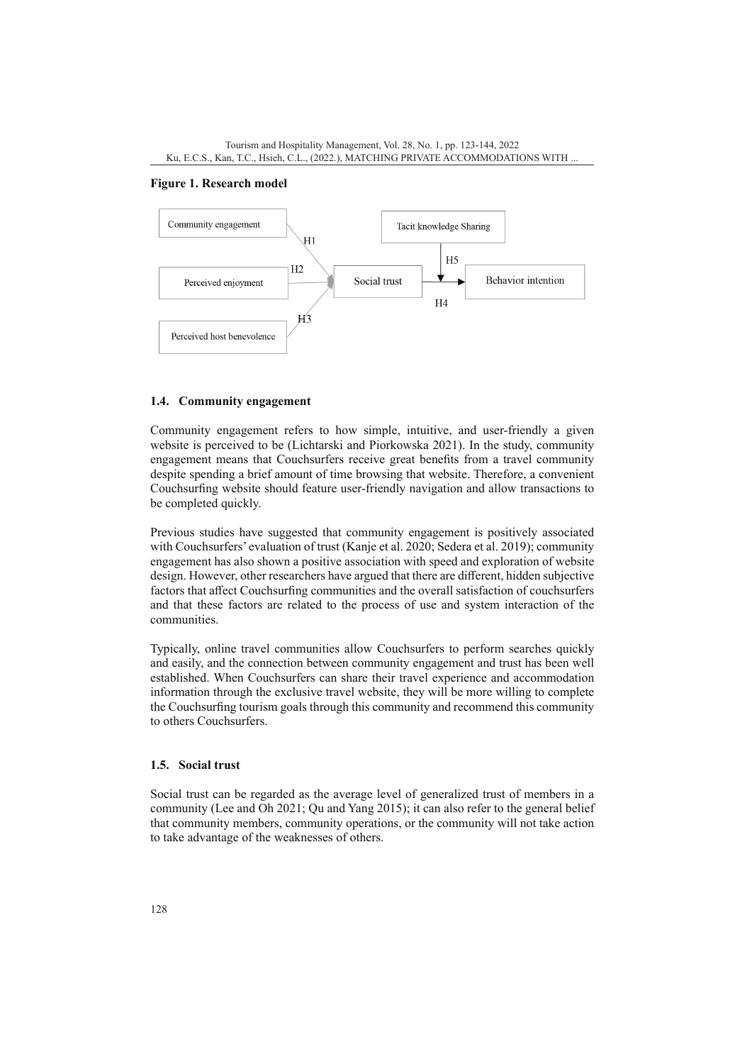**Figure 1. Research model**

### 1.4. Community engagement

Community engagement refers to how simple, intuitive, and user-friendly a given website is perceived to be (Lichtarski and Piorkowska 2021). In the study, community engagement means that Couchsurfers receive great benefits from a travel community despite spending a brief amount of time browsing that website. Therefore, a convenient Couchsurfing website should feature user-friendly navigation and allow transactions to be completed quickly.

Previous studies have suggested that community engagement is positively associated with Couchsurfers' evaluation of trust (Kanje et al. 2020; Sedera et al. 2019); community engagement has also shown a positive association with speed and exploration of website design. However, other researchers have argued that there are different, hidden subjective factors that affect Couchsurfing communities and the overall satisfaction of couchsurfers and that these factors are related to the process of use and system interaction of the communities.

Typically, online travel communities allow Couchsurfers to perform searches quickly and easily, and the connection between community engagement and trust has been well established. When Couchsurfers can share their travel experience and accommodation information through the exclusive travel website, they will be more willing to complete the Couchsurfing tourism goals through this community and recommend this community to others Couchsurfers.

### 1.5. Social trust

Social trust can be regarded as the average level of generalized trust of members in a community (Lee and Oh 2021; Qu and Yang 2015); it can also refer to the general belief that community members, community operations, or the community will not take action to take advantage of the weaknesses of others.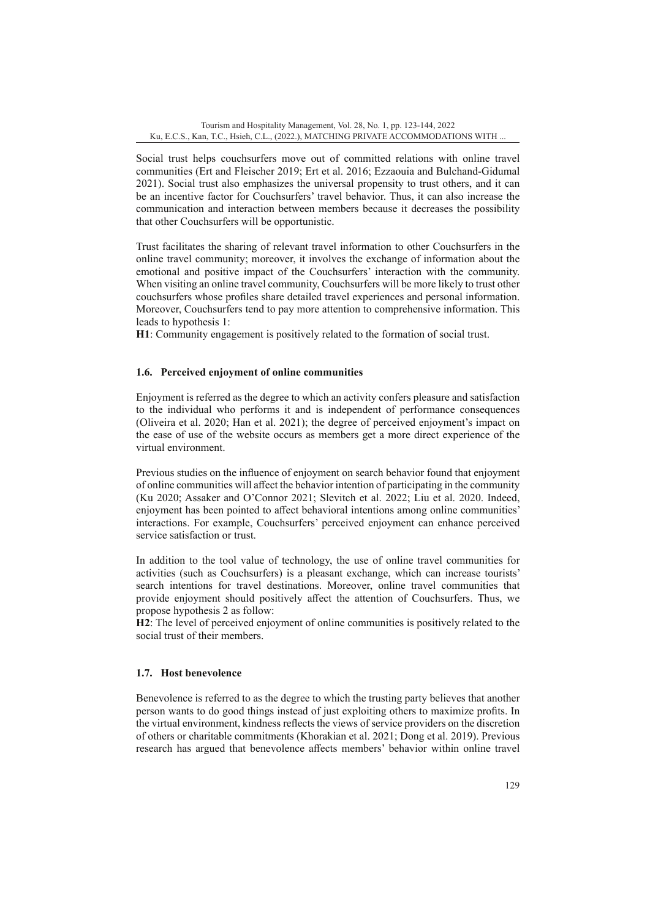Social trust helps couchsurfers move out of committed relations with online travel communities (Ert and Fleischer 2019; Ert et al. 2016; Ezzaouia and Bulchand-Gidumal 2021). Social trust also emphasizes the universal propensity to trust others, and it can be an incentive factor for Couchsurfers' travel behavior. Thus, it can also increase the communication and interaction between members because it decreases the possibility that other Couchsurfers will be opportunistic.

Trust facilitates the sharing of relevant travel information to other Couchsurfers in the online travel community; moreover, it involves the exchange of information about the emotional and positive impact of the Couchsurfers' interaction with the community. When visiting an online travel community, Couchsurfers will be more likely to trust other couchsurfers whose profiles share detailed travel experiences and personal information. Moreover, Couchsurfers tend to pay more attention to comprehensive information. This leads to hypothesis 1:

**H1**: Community engagement is positively related to the formation of social trust.

### 1.6. Perceived enjoyment of online communities

Enjoyment is referred as the degree to which an activity confers pleasure and satisfaction to the individual who performs it and is independent of performance consequences (Oliveira et al. 2020; Han et al. 2021); the degree of perceived enjoyment's impact on the ease of use of the website occurs as members get a more direct experience of the virtual environment.

Previous studies on the influence of enjoyment on search behavior found that enjoyment of online communities will affect the behavior intention of participating in the community (Ku 2020; Assaker and O'Connor 2021; Slevitch et al. 2022; Liu et al. 2020. Indeed, enjoyment has been pointed to affect behavioral intentions among online communities' interactions. For example, Couchsurfers' perceived enjoyment can enhance perceived service satisfaction or trust.

In addition to the tool value of technology, the use of online travel communities for activities (such as Couchsurfers) is a pleasant exchange, which can increase tourists' search intentions for travel destinations. Moreover, online travel communities that provide enjoyment should positively affect the attention of Couchsurfers. Thus, we propose hypothesis 2 as follow:

**H2**: The level of perceived enjoyment of online communities is positively related to the social trust of their members.

### 1.7. Host benevolence

Benevolence is referred to as the degree to which the trusting party believes that another person wants to do good things instead of just exploiting others to maximize profits. In the virtual environment, kindness reflects the views of service providers on the discretion of others or charitable commitments (Khorakian et al. 2021; Dong et al. 2019). Previous research has argued that benevolence affects members' behavior within online travel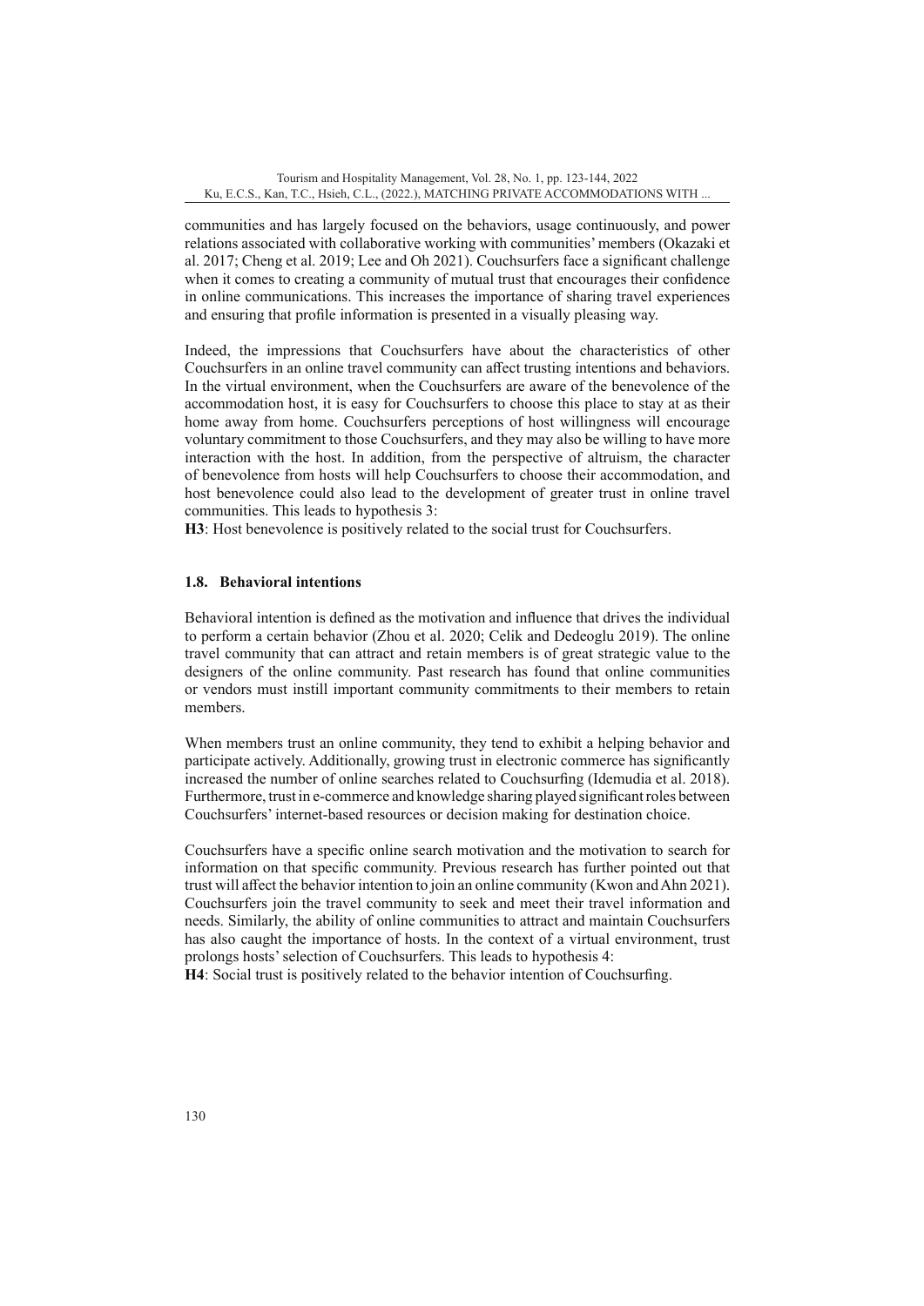communities and has largely focused on the behaviors, usage continuously, and power relations associated with collaborative working with communities' members (Okazaki et al. 2017; Cheng et al. 2019; Lee and Oh 2021). Couchsurfers face a significant challenge when it comes to creating a community of mutual trust that encourages their confidence in online communications. This increases the importance of sharing travel experiences and ensuring that profile information is presented in a visually pleasing way.

Indeed, the impressions that Couchsurfers have about the characteristics of other Couchsurfers in an online travel community can affect trusting intentions and behaviors. In the virtual environment, when the Couchsurfers are aware of the benevolence of the accommodation host, it is easy for Couchsurfers to choose this place to stay at as their home away from home. Couchsurfers perceptions of host willingness will encourage voluntary commitment to those Couchsurfers, and they may also be willing to have more interaction with the host. In addition, from the perspective of altruism, the character of benevolence from hosts will help Couchsurfers to choose their accommodation, and host benevolence could also lead to the development of greater trust in online travel communities. This leads to hypothesis 3:

**H3**: Host benevolence is positively related to the social trust for Couchsurfers.

### 1.8. Behavioral intentions

Behavioral intention is defined as the motivation and influence that drives the individual to perform a certain behavior (Zhou et al. 2020; Celik and Dedeoglu 2019). The online travel community that can attract and retain members is of great strategic value to the designers of the online community. Past research has found that online communities or vendors must instill important community commitments to their members to retain members.

When members trust an online community, they tend to exhibit a helping behavior and participate actively. Additionally, growing trust in electronic commerce has significantly increased the number of online searches related to Couchsurfing (Idemudia et al. 2018). Furthermore, trust in e-commerce and knowledge sharing played significant roles between Couchsurfers' internet-based resources or decision making for destination choice.

Couchsurfers have a specific online search motivation and the motivation to search for information on that specific community. Previous research has further pointed out that trust will affect the behavior intention to join an online community (Kwon and Ahn 2021). Couchsurfers join the travel community to seek and meet their travel information and needs. Similarly, the ability of online communities to attract and maintain Couchsurfers has also caught the importance of hosts. In the context of a virtual environment, trust prolongs hosts' selection of Couchsurfers. This leads to hypothesis 4:

**H4**: Social trust is positively related to the behavior intention of Couchsurfing.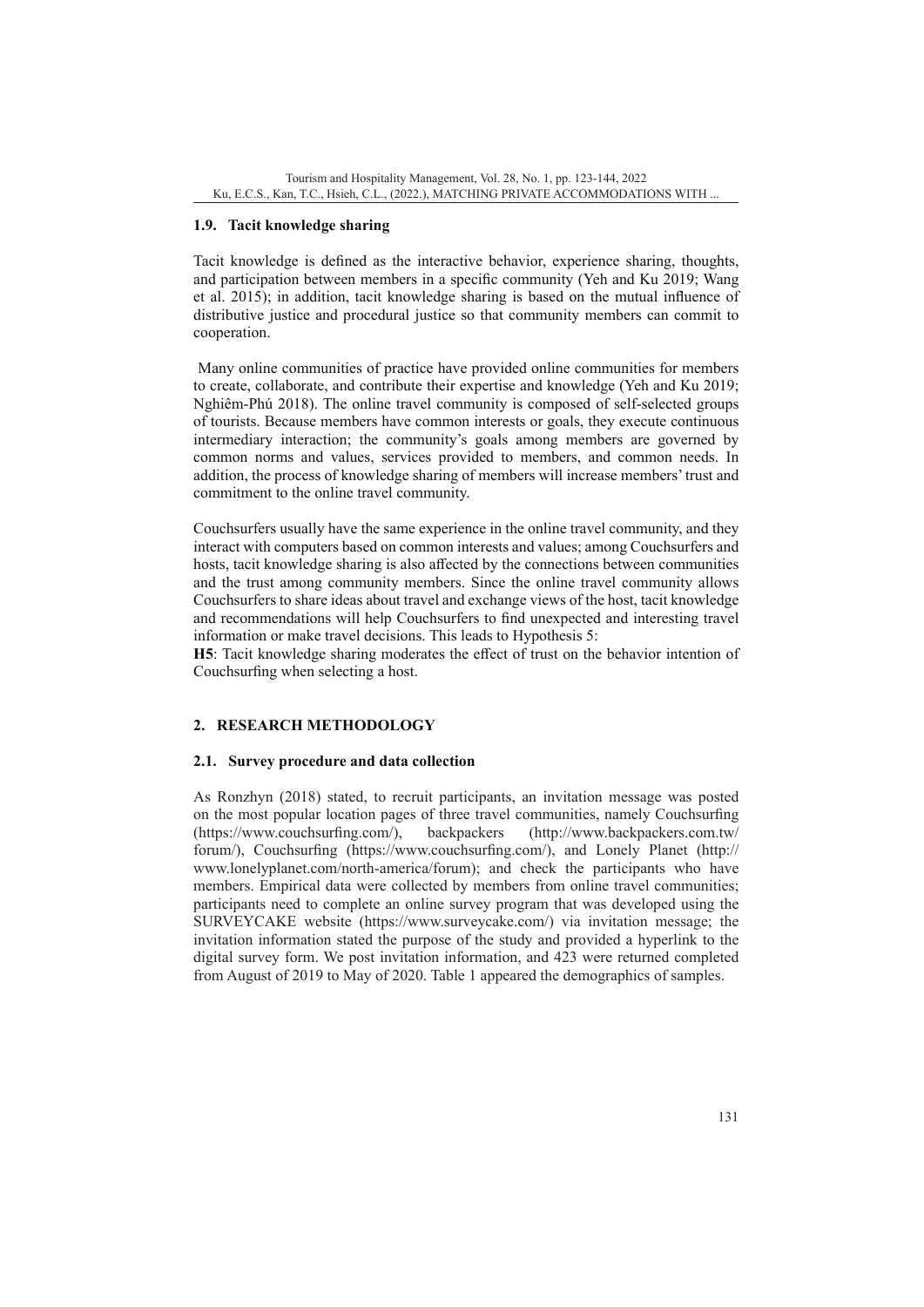### 1.9. Tacit knowledge sharing

Tacit knowledge is defined as the interactive behavior, experience sharing, thoughts, and participation between members in a specific community (Yeh and Ku 2019; Wang et al. 2015); in addition, tacit knowledge sharing is based on the mutual influence of distributive justice and procedural justice so that community members can commit to cooperation.

Many online communities of practice have provided online communities for members to create, collaborate, and contribute their expertise and knowledge (Yeh and Ku 2019; Nghiêm-Phú 2018). The online travel community is composed of self-selected groups of tourists. Because members have common interests or goals, they execute continuous intermediary interaction; the community's goals among members are governed by common norms and values, services provided to members, and common needs. In addition, the process of knowledge sharing of members will increase members' trust and commitment to the online travel community.

Couchsurfers usually have the same experience in the online travel community, and they interact with computers based on common interests and values; among Couchsurfers and hosts, tacit knowledge sharing is also affected by the connections between communities and the trust among community members. Since the online travel community allows Couchsurfers to share ideas about travel and exchange views of the host, tacit knowledge and recommendations will help Couchsurfers to find unexpected and interesting travel information or make travel decisions. This leads to Hypothesis 5:

**H5**: Tacit knowledge sharing moderates the effect of trust on the behavior intention of Couchsurfing when selecting a host.

## 2. RESEARCH METHODOLOGY

### 2.1. Survey procedure and data collection

As Ronzhyn (2018) stated, to recruit participants, an invitation message was posted on the most popular location pages of three travel communities, namely Couchsurfing (https://www.couchsurfing.com/), backpackers (http://www.backpackers.com.tw/forum/), Couchsurfing (https://www.couchsurfing.com/), and Lonely Planet (http://www.lonelyplanet.com/north-america/forum); and check the participants who have members. Empirical data were collected by members from online travel communities; participants need to complete an online survey program that was developed using the SURVEYCAKE website (https://www.surveycake.com/) via invitation message; the invitation information stated the purpose of the study and provided a hyperlink to the digital survey form. We post invitation information, and 423 were returned completed from August of 2019 to May of 2020. Table 1 appeared the demographics of samples.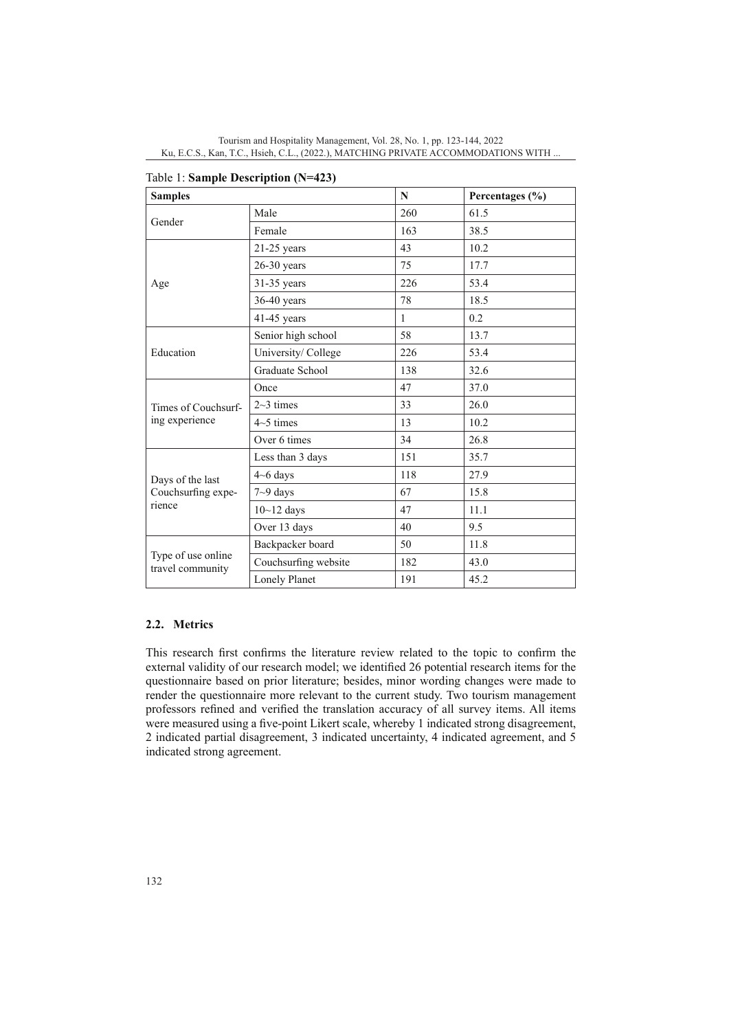Table 1: **Sample Description (N=423)**

| Samples | | N | Percentages (%) |
|---|---|---|---|
| Gender | Male | 260 | 61.5 |
| | Female | 163 | 38.5 |
| Age | 21-25 years | 43 | 10.2 |
| | 26-30 years | 75 | 17.7 |
| | 31-35 years | 226 | 53.4 |
| | 36-40 years | 78 | 18.5 |
| | 41-45 years | 1 | 0.2 |
| Education | Senior high school | 58 | 13.7 |
| | University/ College | 226 | 53.4 |
| | Graduate School | 138 | 32.6 |
| Times of Couchsurfing experience | Once | 47 | 37.0 |
| | 2~3 times | 33 | 26.0 |
| | 4~5 times | 13 | 10.2 |
| | Over 6 times | 34 | 26.8 |
| Days of the last Couchsurfing experience | Less than 3 days | 151 | 35.7 |
| | 4~6 days | 118 | 27.9 |
| | 7~9 days | 67 | 15.8 |
| | 10~12 days | 47 | 11.1 |
| | Over 13 days | 40 | 9.5 |
| Type of use online travel community | Backpacker board | 50 | 11.8 |
| | Couchsurfing website | 182 | 43.0 |
| | Lonely Planet | 191 | 45.2 |

### 2.2. Metrics

This research first confirms the literature review related to the topic to confirm the external validity of our research model; we identified 26 potential research items for the questionnaire based on prior literature; besides, minor wording changes were made to render the questionnaire more relevant to the current study. Two tourism management professors refined and verified the translation accuracy of all survey items. All items were measured using a five-point Likert scale, whereby 1 indicated strong disagreement, 2 indicated partial disagreement, 3 indicated uncertainty, 4 indicated agreement, and 5 indicated strong agreement.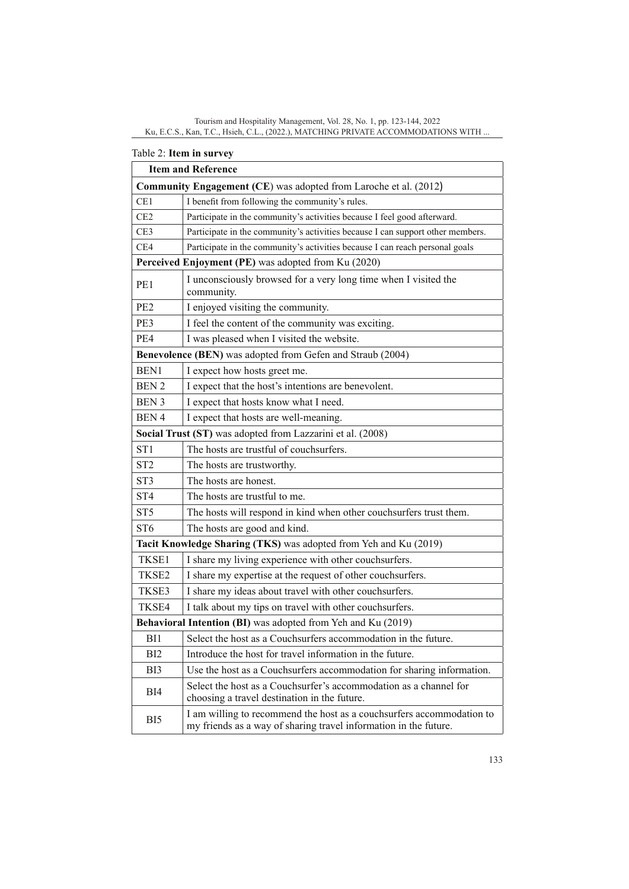Table 2: **Item in survey**

| **Item and Reference** | |
|---|---|
| **Community Engagement (CE**) was adopted from Laroche et al. (2012) | |
| CE1 | I benefit from following the community's rules. |
| CE2 | Participate in the community's activities because I feel good afterward. |
| CE3 | Participate in the community's activities because I can support other members. |
| CE4 | Participate in the community's activities because I can reach personal goals |
| **Perceived Enjoyment (PE)** was adopted from Ku (2020) | |
| PE1 | I unconsciously browsed for a very long time when I visited the community. |
| PE2 | I enjoyed visiting the community. |
| PE3 | I feel the content of the community was exciting. |
| PE4 | I was pleased when I visited the website. |
| **Benevolence (BEN)** was adopted from Gefen and Straub (2004) | |
| BEN1 | I expect how hosts greet me. |
| BEN 2 | I expect that the host's intentions are benevolent. |
| BEN 3 | I expect that hosts know what I need. |
| BEN 4 | I expect that hosts are well-meaning. |
| **Social Trust (ST)** was adopted from Lazzarini et al. (2008) | |
| ST1 | The hosts are trustful of couchsurfers. |
| ST2 | The hosts are trustworthy. |
| ST3 | The hosts are honest. |
| ST4 | The hosts are trustful to me. |
| ST5 | The hosts will respond in kind when other couchsurfers trust them. |
| ST6 | The hosts are good and kind. |
| **Tacit Knowledge Sharing (TKS)** was adopted from Yeh and Ku (2019) | |
| TKSE1 | I share my living experience with other couchsurfers. |
| TKSE2 | I share my expertise at the request of other couchsurfers. |
| TKSE3 | I share my ideas about travel with other couchsurfers. |
| TKSE4 | I talk about my tips on travel with other couchsurfers. |
| **Behavioral Intention (BI)** was adopted from Yeh and Ku (2019) | |
| BI1 | Select the host as a Couchsurfers accommodation in the future. |
| BI2 | Introduce the host for travel information in the future. |
| BI3 | Use the host as a Couchsurfers accommodation for sharing information. |
| BI4 | Select the host as a Couchsurfer's accommodation as a channel for choosing a travel destination in the future. |
| BI5 | I am willing to recommend the host as a couchsurfers accommodation to my friends as a way of sharing travel information in the future. |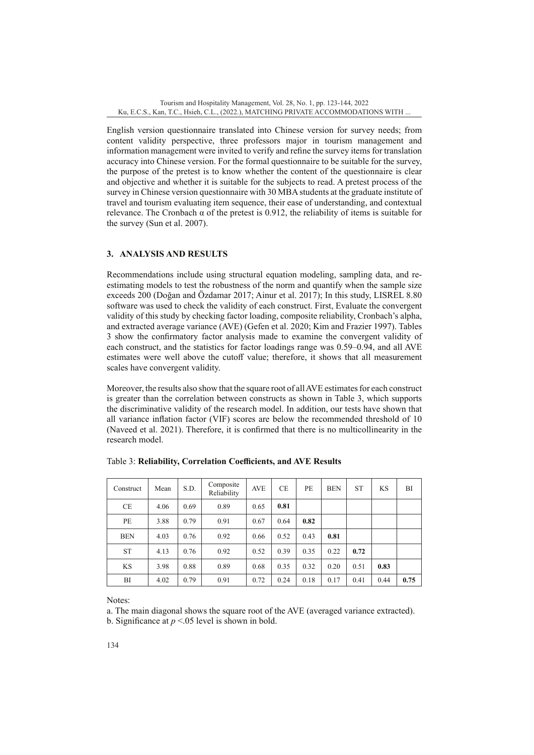English version questionnaire translated into Chinese version for survey needs; from content validity perspective, three professors major in tourism management and information management were invited to verify and refine the survey items for translation accuracy into Chinese version. For the formal questionnaire to be suitable for the survey, the purpose of the pretest is to know whether the content of the questionnaire is clear and objective and whether it is suitable for the subjects to read. A pretest process of the survey in Chinese version questionnaire with 30 MBA students at the graduate institute of travel and tourism evaluating item sequence, their ease of understanding, and contextual relevance. The Cronbach $\alpha$ of the pretest is 0.912, the reliability of items is suitable for the survey (Sun et al. 2007).

## 3. ANALYSIS AND RESULTS

Recommendations include using structural equation modeling, sampling data, and re-estimating models to test the robustness of the norm and quantify when the sample size exceeds 200 (Doğan and Özdamar 2017; Ainur et al. 2017); In this study, LISREL 8.80 software was used to check the validity of each construct. First, Evaluate the convergent validity of this study by checking factor loading, composite reliability, Cronbach's alpha, and extracted average variance (AVE) (Gefen et al. 2020; Kim and Frazier 1997). Tables 3 show the confirmatory factor analysis made to examine the convergent validity of each construct, and the statistics for factor loadings range was 0.59–0.94, and all AVE estimates were well above the cutoff value; therefore, it shows that all measurement scales have convergent validity.

Moreover, the results also show that the square root of all AVE estimates for each construct is greater than the correlation between constructs as shown in Table 3, which supports the discriminative validity of the research model. In addition, our tests have shown that all variance inflation factor (VIF) scores are below the recommended threshold of 10 (Naveed et al. 2021). Therefore, it is confirmed that there is no multicollinearity in the research model.

Table 3: **Reliability, Correlation Coefficients, and AVE Results**

| Construct | Mean | S.D. | Composite Reliability | AVE | CE | PE | BEN | ST | KS | BI |
|---|---|---|---|---|---|---|---|---|---|---|
| CE | 4.06 | 0.69 | 0.89 | 0.65 | **0.81** | | | | | |
| PE | 3.88 | 0.79 | 0.91 | 0.67 | 0.64 | **0.82** | | | | |
| BEN | 4.03 | 0.76 | 0.92 | 0.66 | 0.52 | 0.43 | **0.81** | | | |
| ST | 4.13 | 0.76 | 0.92 | 0.52 | 0.39 | 0.35 | 0.22 | **0.72** | | |
| KS | 3.98 | 0.88 | 0.89 | 0.68 | 0.35 | 0.32 | 0.20 | 0.51 | **0.83** | |
| BI | 4.02 | 0.79 | 0.91 | 0.72 | 0.24 | 0.18 | 0.17 | 0.41 | 0.44 | **0.75** |

Notes:

a. The main diagonal shows the square root of the AVE (averaged variance extracted).

b. Significance at $p < .05$ level is shown in bold.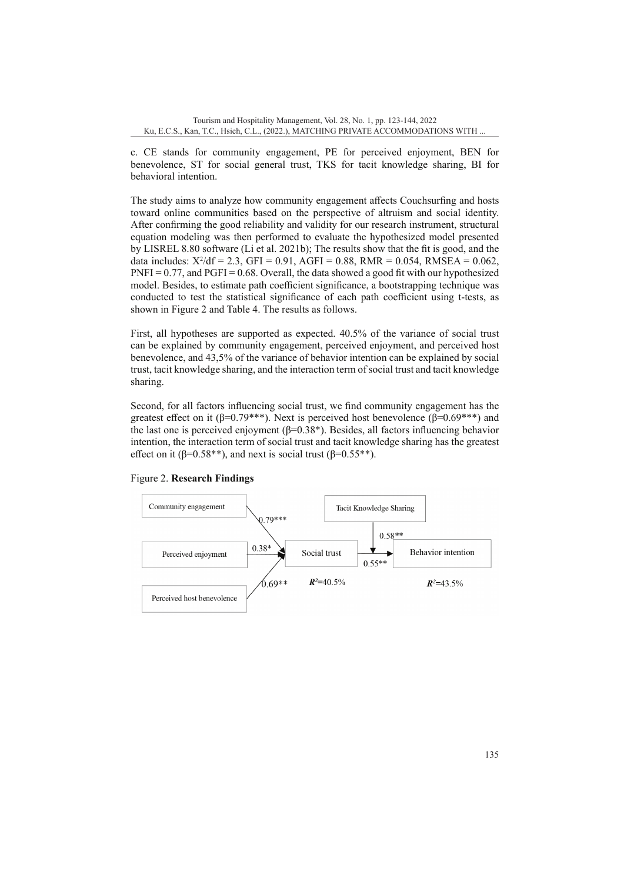c. CE stands for community engagement, PE for perceived enjoyment, BEN for benevolence, ST for social general trust, TKS for tacit knowledge sharing, BI for behavioral intention.

The study aims to analyze how community engagement affects Couchsurfing and hosts toward online communities based on the perspective of altruism and social identity. After confirming the good reliability and validity for our research instrument, structural equation modeling was then performed to evaluate the hypothesized model presented by LISREL 8.80 software (Li et al. 2021b); The results show that the fit is good, and the data includes: $X^2/df = 2.3$, GFI = 0.91, AGFI = 0.88, RMR = 0.054, RMSEA = 0.062, PNFI = 0.77, and PGFI = 0.68. Overall, the data showed a good fit with our hypothesized model. Besides, to estimate path coefficient significance, a bootstrapping technique was conducted to test the statistical significance of each path coefficient using t-tests, as shown in Figure 2 and Table 4. The results as follows.

First, all hypotheses are supported as expected. 40.5% of the variance of social trust can be explained by community engagement, perceived enjoyment, and perceived host benevolence, and 43,5% of the variance of behavior intention can be explained by social trust, tacit knowledge sharing, and the interaction term of social trust and tacit knowledge sharing.

Second, for all factors influencing social trust, we find community engagement has the greatest effect on it (β=0.79***). Next is perceived host benevolence (β=0.69***) and the last one is perceived enjoyment (β=0.38*). Besides, all factors influencing behavior intention, the interaction term of social trust and tacit knowledge sharing has the greatest effect on it (β=0.58**), and next is social trust (β=0.55**).

Figure 2. **Research Findings**

Community engagement → Social trust: 0.79***
Perceived enjoyment → Social trust: 0.38*
Perceived host benevolence → Social trust: 0.69**
Social trust → Behavior intention: 0.55**
Tacit Knowledge Sharing (moderator) → Social trust–Behavior intention: 0.58**
Social trust: $R^2$=40.5%
Behavior intention: $R^2$=43.5%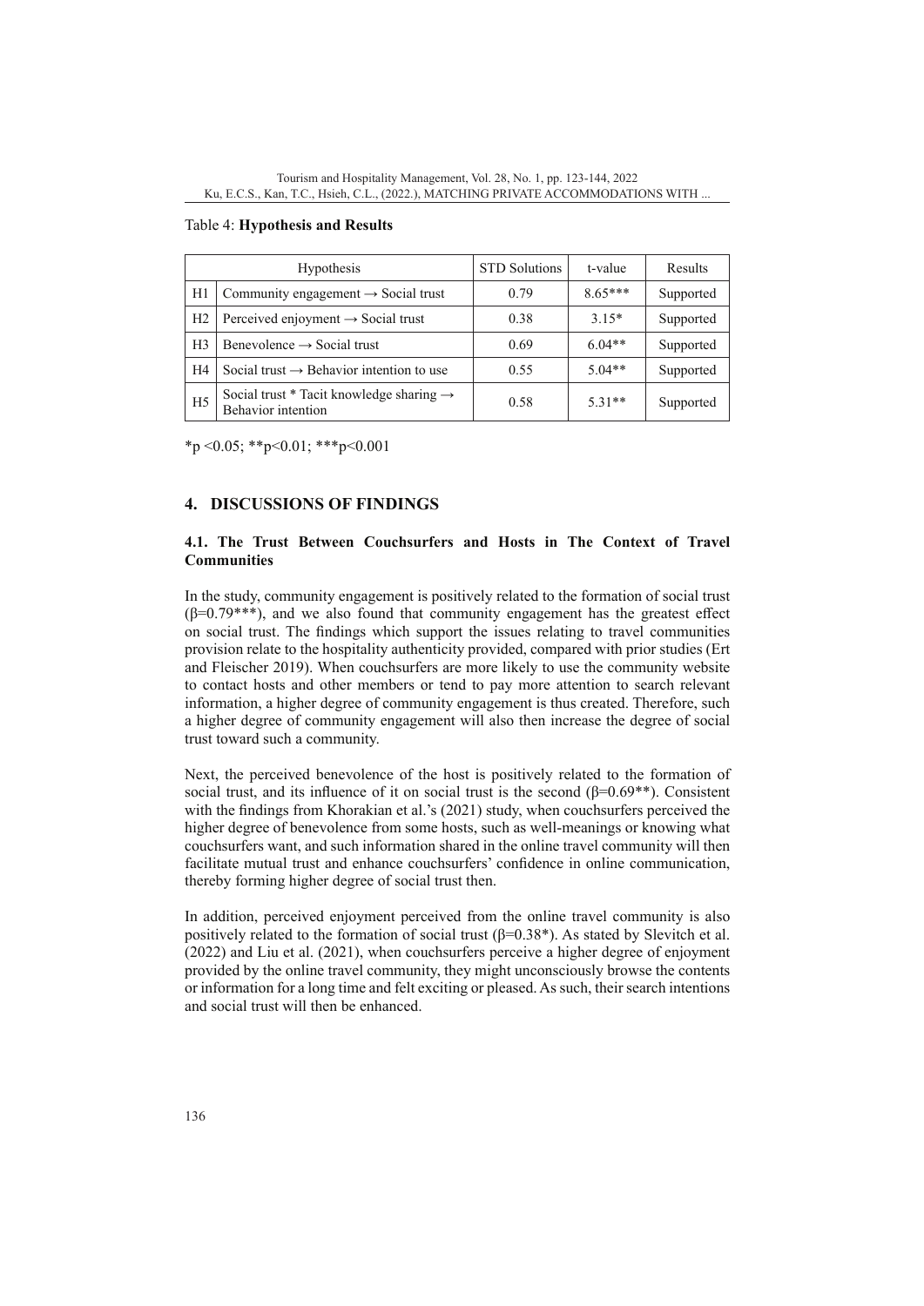Table 4: **Hypothesis and Results**

| | Hypothesis | STD Solutions | t-value | Results |
|---|---|---|---|---|
| H1 | Community engagement → Social trust | 0.79 | 8.65*** | Supported |
| H2 | Perceived enjoyment → Social trust | 0.38 | 3.15* | Supported |
| H3 | Benevolence → Social trust | 0.69 | 6.04** | Supported |
| H4 | Social trust → Behavior intention to use | 0.55 | 5.04** | Supported |
| H5 | Social trust * Tacit knowledge sharing → Behavior intention | 0.58 | 5.31** | Supported |

*p <0.05; **p<0.01; ***p<0.001

## 4. DISCUSSIONS OF FINDINGS

### 4.1. The Trust Between Couchsurfers and Hosts in The Context of Travel Communities

In the study, community engagement is positively related to the formation of social trust (β=0.79***), and we also found that community engagement has the greatest effect on social trust. The findings which support the issues relating to travel communities provision relate to the hospitality authenticity provided, compared with prior studies (Ert and Fleischer 2019). When couchsurfers are more likely to use the community website to contact hosts and other members or tend to pay more attention to search relevant information, a higher degree of community engagement is thus created. Therefore, such a higher degree of community engagement will also then increase the degree of social trust toward such a community.

Next, the perceived benevolence of the host is positively related to the formation of social trust, and its influence of it on social trust is the second (β=0.69**). Consistent with the findings from Khorakian et al.'s (2021) study, when couchsurfers perceived the higher degree of benevolence from some hosts, such as well-meanings or knowing what couchsurfers want, and such information shared in the online travel community will then facilitate mutual trust and enhance couchsurfers' confidence in online communication, thereby forming higher degree of social trust then.

In addition, perceived enjoyment perceived from the online travel community is also positively related to the formation of social trust (β=0.38*). As stated by Slevitch et al. (2022) and Liu et al. (2021), when couchsurfers perceive a higher degree of enjoyment provided by the online travel community, they might unconsciously browse the contents or information for a long time and felt exciting or pleased. As such, their search intentions and social trust will then be enhanced.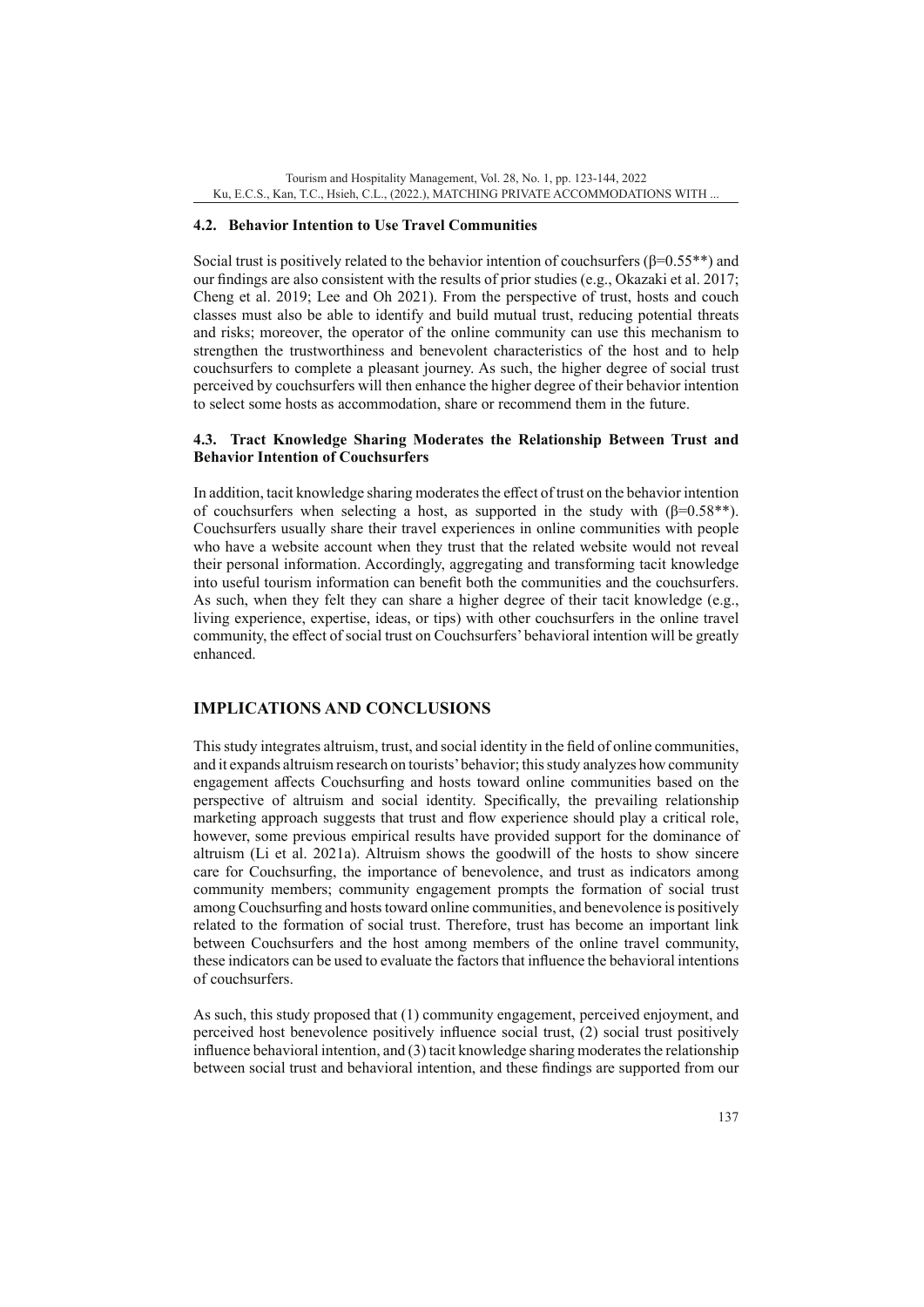### 4.2. Behavior Intention to Use Travel Communities

Social trust is positively related to the behavior intention of couchsurfers (β=0.55**) and our findings are also consistent with the results of prior studies (e.g., Okazaki et al. 2017; Cheng et al. 2019; Lee and Oh 2021). From the perspective of trust, hosts and couch classes must also be able to identify and build mutual trust, reducing potential threats and risks; moreover, the operator of the online community can use this mechanism to strengthen the trustworthiness and benevolent characteristics of the host and to help couchsurfers to complete a pleasant journey. As such, the higher degree of social trust perceived by couchsurfers will then enhance the higher degree of their behavior intention to select some hosts as accommodation, share or recommend them in the future.

### 4.3. Tract Knowledge Sharing Moderates the Relationship Between Trust and Behavior Intention of Couchsurfers

In addition, tacit knowledge sharing moderates the effect of trust on the behavior intention of couchsurfers when selecting a host, as supported in the study with (β=0.58**). Couchsurfers usually share their travel experiences in online communities with people who have a website account when they trust that the related website would not reveal their personal information. Accordingly, aggregating and transforming tacit knowledge into useful tourism information can benefit both the communities and the couchsurfers. As such, when they felt they can share a higher degree of their tacit knowledge (e.g., living experience, expertise, ideas, or tips) with other couchsurfers in the online travel community, the effect of social trust on Couchsurfers' behavioral intention will be greatly enhanced.

## IMPLICATIONS AND CONCLUSIONS

This study integrates altruism, trust, and social identity in the field of online communities, and it expands altruism research on tourists' behavior; this study analyzes how community engagement affects Couchsurfing and hosts toward online communities based on the perspective of altruism and social identity. Specifically, the prevailing relationship marketing approach suggests that trust and flow experience should play a critical role, however, some previous empirical results have provided support for the dominance of altruism (Li et al. 2021a). Altruism shows the goodwill of the hosts to show sincere care for Couchsurfing, the importance of benevolence, and trust as indicators among community members; community engagement prompts the formation of social trust among Couchsurfing and hosts toward online communities, and benevolence is positively related to the formation of social trust. Therefore, trust has become an important link between Couchsurfers and the host among members of the online travel community, these indicators can be used to evaluate the factors that influence the behavioral intentions of couchsurfers.

As such, this study proposed that (1) community engagement, perceived enjoyment, and perceived host benevolence positively influence social trust, (2) social trust positively influence behavioral intention, and (3) tacit knowledge sharing moderates the relationship between social trust and behavioral intention, and these findings are supported from our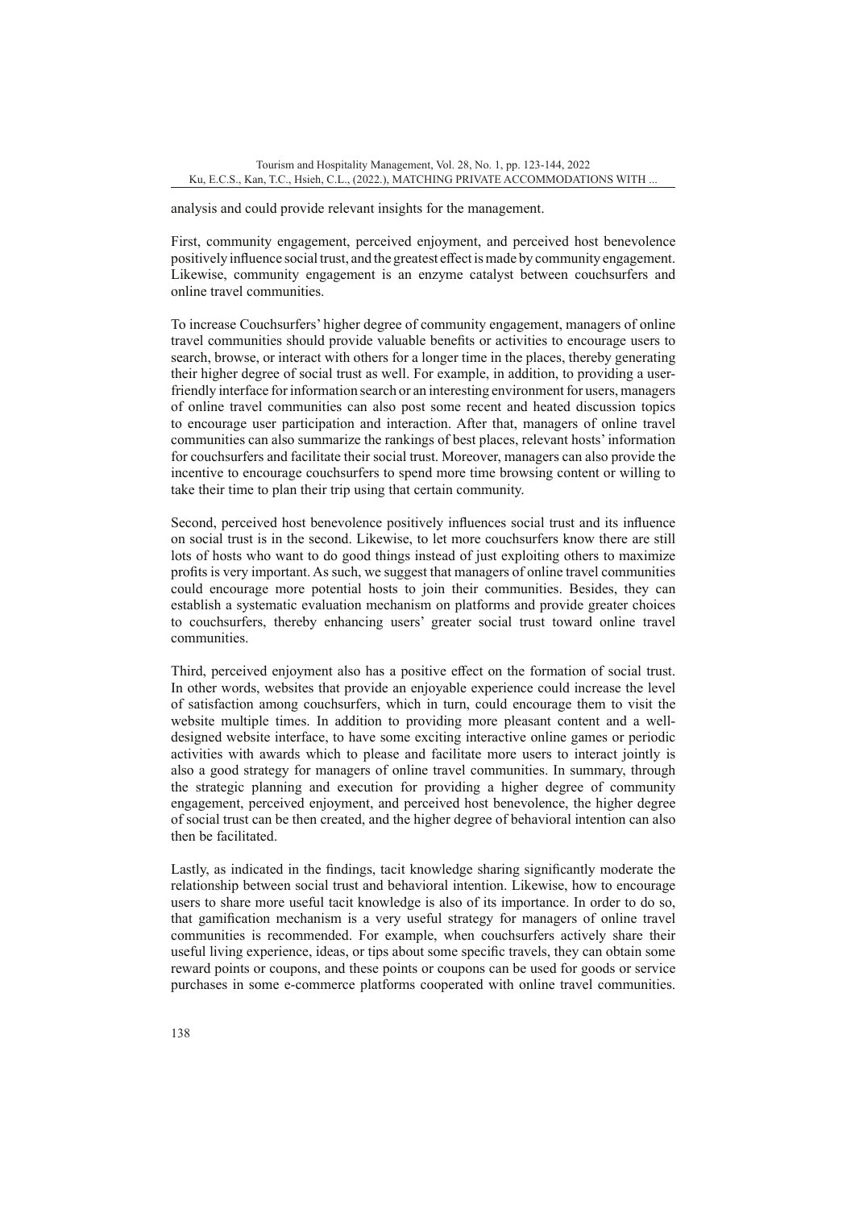analysis and could provide relevant insights for the management.

First, community engagement, perceived enjoyment, and perceived host benevolence positively influence social trust, and the greatest effect is made by community engagement. Likewise, community engagement is an enzyme catalyst between couchsurfers and online travel communities.

To increase Couchsurfers' higher degree of community engagement, managers of online travel communities should provide valuable benefits or activities to encourage users to search, browse, or interact with others for a longer time in the places, thereby generating their higher degree of social trust as well. For example, in addition, to providing a user-friendly interface for information search or an interesting environment for users, managers of online travel communities can also post some recent and heated discussion topics to encourage user participation and interaction. After that, managers of online travel communities can also summarize the rankings of best places, relevant hosts' information for couchsurfers and facilitate their social trust. Moreover, managers can also provide the incentive to encourage couchsurfers to spend more time browsing content or willing to take their time to plan their trip using that certain community.

Second, perceived host benevolence positively influences social trust and its influence on social trust is in the second. Likewise, to let more couchsurfers know there are still lots of hosts who want to do good things instead of just exploiting others to maximize profits is very important. As such, we suggest that managers of online travel communities could encourage more potential hosts to join their communities. Besides, they can establish a systematic evaluation mechanism on platforms and provide greater choices to couchsurfers, thereby enhancing users' greater social trust toward online travel communities.

Third, perceived enjoyment also has a positive effect on the formation of social trust. In other words, websites that provide an enjoyable experience could increase the level of satisfaction among couchsurfers, which in turn, could encourage them to visit the website multiple times. In addition to providing more pleasant content and a well-designed website interface, to have some exciting interactive online games or periodic activities with awards which to please and facilitate more users to interact jointly is also a good strategy for managers of online travel communities. In summary, through the strategic planning and execution for providing a higher degree of community engagement, perceived enjoyment, and perceived host benevolence, the higher degree of social trust can be then created, and the higher degree of behavioral intention can also then be facilitated.

Lastly, as indicated in the findings, tacit knowledge sharing significantly moderate the relationship between social trust and behavioral intention. Likewise, how to encourage users to share more useful tacit knowledge is also of its importance. In order to do so, that gamification mechanism is a very useful strategy for managers of online travel communities is recommended. For example, when couchsurfers actively share their useful living experience, ideas, or tips about some specific travels, they can obtain some reward points or coupons, and these points or coupons can be used for goods or service purchases in some e-commerce platforms cooperated with online travel communities.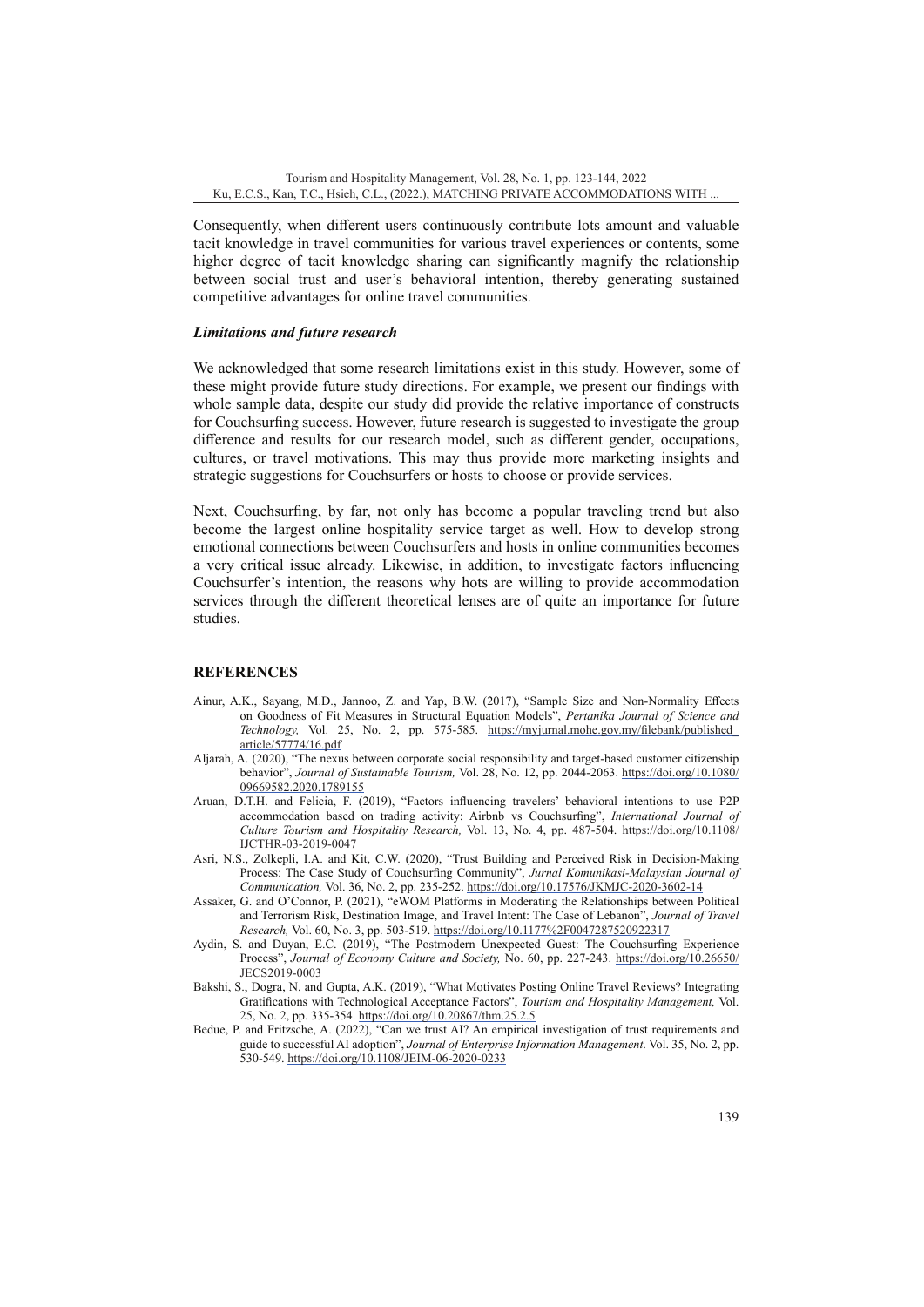Consequently, when different users continuously contribute lots amount and valuable tacit knowledge in travel communities for various travel experiences or contents, some higher degree of tacit knowledge sharing can significantly magnify the relationship between social trust and user's behavioral intention, thereby generating sustained competitive advantages for online travel communities.

### *Limitations and future research*

We acknowledged that some research limitations exist in this study. However, some of these might provide future study directions. For example, we present our findings with whole sample data, despite our study did provide the relative importance of constructs for Couchsurfing success. However, future research is suggested to investigate the group difference and results for our research model, such as different gender, occupations, cultures, or travel motivations. This may thus provide more marketing insights and strategic suggestions for Couchsurfers or hosts to choose or provide services.

Next, Couchsurfing, by far, not only has become a popular traveling trend but also become the largest online hospitality service target as well. How to develop strong emotional connections between Couchsurfers and hosts in online communities becomes a very critical issue already. Likewise, in addition, to investigate factors influencing Couchsurfer's intention, the reasons why hots are willing to provide accommodation services through the different theoretical lenses are of quite an importance for future studies.

## REFERENCES

Ainur, A.K., Sayang, M.D., Jannoo, Z. and Yap, B.W. (2017), "Sample Size and Non-Normality Effects on Goodness of Fit Measures in Structural Equation Models", *Pertanika Journal of Science and Technology,* Vol. 25, No. 2, pp. 575-585. https://myjurnal.mohe.gov.my/filebank/published article/57774/16.pdf

Aljarah, A. (2020), "The nexus between corporate social responsibility and target-based customer citizenship behavior", *Journal of Sustainable Tourism,* Vol. 28, No. 12, pp. 2044-2063. https://doi.org/10.1080/09669582.2020.1789155

Aruan, D.T.H. and Felicia, F. (2019), "Factors influencing travelers' behavioral intentions to use P2P accommodation based on trading activity: Airbnb vs Couchsurfing", *International Journal of Culture Tourism and Hospitality Research,* Vol. 13, No. 4, pp. 487-504. https://doi.org/10.1108/IJCTHR-03-2019-0047

Asri, N.S., Zolkepli, I.A. and Kit, C.W. (2020), "Trust Building and Perceived Risk in Decision-Making Process: The Case Study of Couchsurfing Community", *Jurnal Komunikasi-Malaysian Journal of Communication,* Vol. 36, No. 2, pp. 235-252. https://doi.org/10.17576/JKMJC-2020-3602-14

Assaker, G. and O'Connor, P. (2021), "eWOM Platforms in Moderating the Relationships between Political and Terrorism Risk, Destination Image, and Travel Intent: The Case of Lebanon", *Journal of Travel Research,* Vol. 60, No. 3, pp. 503-519. https://doi.org/10.1177%2F0047287520922317

Aydin, S. and Duyan, E.C. (2019), "The Postmodern Unexpected Guest: The Couchsurfing Experience Process", *Journal of Economy Culture and Society,* No. 60, pp. 227-243. https://doi.org/10.26650/JECS2019-0003

Bakshi, S., Dogra, N. and Gupta, A.K. (2019), "What Motivates Posting Online Travel Reviews? Integrating Gratifications with Technological Acceptance Factors", *Tourism and Hospitality Management,* Vol. 25, No. 2, pp. 335-354. https://doi.org/10.20867/thm.25.2.5

Bedue, P. and Fritzsche, A. (2022), "Can we trust AI? An empirical investigation of trust requirements and guide to successful AI adoption", *Journal of Enterprise Information Management*. Vol. 35, No. 2, pp. 530-549. https://doi.org/10.1108/JEIM-06-2020-0233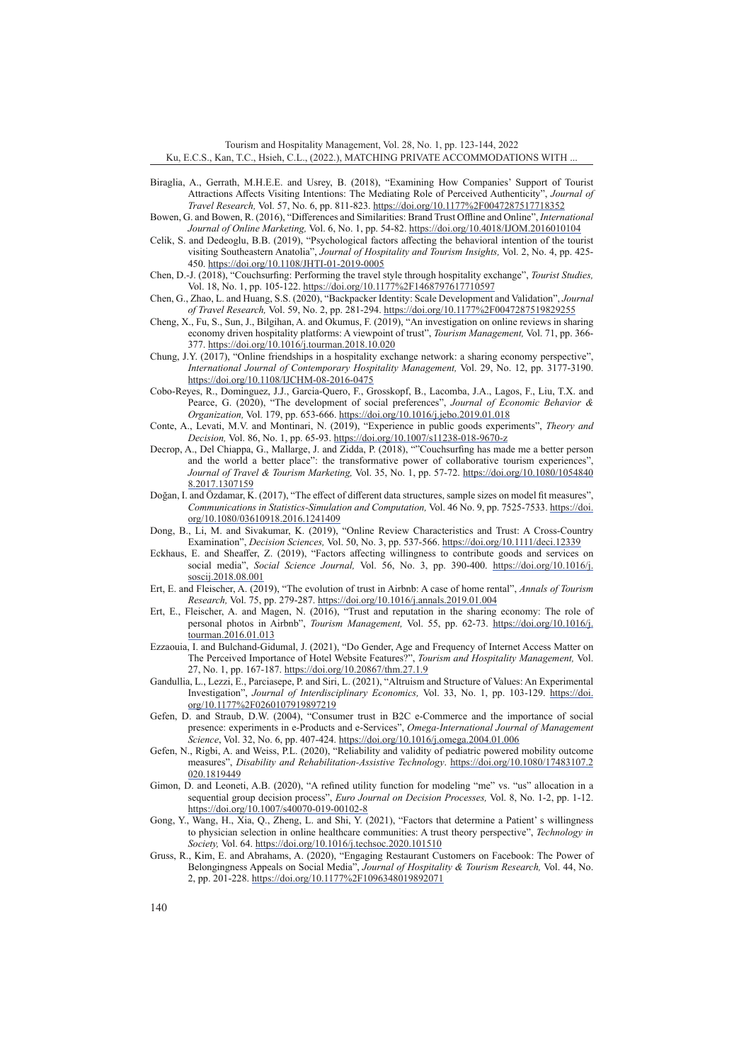Biraglia, A., Gerrath, M.H.E.E. and Usrey, B. (2018), "Examining How Companies' Support of Tourist Attractions Affects Visiting Intentions: The Mediating Role of Perceived Authenticity", *Journal of Travel Research,* Vol. 57, No. 6, pp. 811-823. https://doi.org/10.1177%2F0047287517718352

Bowen, G. and Bowen, R. (2016), "Differences and Similarities: Brand Trust Offline and Online", *International Journal of Online Marketing,* Vol. 6, No. 1, pp. 54-82. https://doi.org/10.4018/IJOM.2016010104

Celik, S. and Dedeoglu, B.B. (2019), "Psychological factors affecting the behavioral intention of the tourist visiting Southeastern Anatolia", *Journal of Hospitality and Tourism Insights,* Vol. 2, No. 4, pp. 425-450. https://doi.org/10.1108/JHTI-01-2019-0005

Chen, D.-J. (2018), "Couchsurfing: Performing the travel style through hospitality exchange", *Tourist Studies,* Vol. 18, No. 1, pp. 105-122. https://doi.org/10.1177%2F1468797617710597

Chen, G., Zhao, L. and Huang, S.S. (2020), "Backpacker Identity: Scale Development and Validation", *Journal of Travel Research,* Vol. 59, No. 2, pp. 281-294. https://doi.org/10.1177%2F0047287519829255

Cheng, X., Fu, S., Sun, J., Bilgihan, A. and Okumus, F. (2019), "An investigation on online reviews in sharing economy driven hospitality platforms: A viewpoint of trust", *Tourism Management,* Vol. 71, pp. 366-377. https://doi.org/10.1016/j.tourman.2018.10.020

Chung, J.Y. (2017), "Online friendships in a hospitality exchange network: a sharing economy perspective", *International Journal of Contemporary Hospitality Management,* Vol. 29, No. 12, pp. 3177-3190. https://doi.org/10.1108/IJCHM-08-2016-0475

Cobo-Reyes, R., Dominguez, J.J., Garcia-Quero, F., Grosskopf, B., Lacomba, J.A., Lagos, F., Liu, T.X. and Pearce, G. (2020), "The development of social preferences", *Journal of Economic Behavior & Organization,* Vol. 179, pp. 653-666. https://doi.org/10.1016/j.jebo.2019.01.018

Conte, A., Levati, M.V. and Montinari, N. (2019), "Experience in public goods experiments", *Theory and Decision,* Vol. 86, No. 1, pp. 65-93. https://doi.org/10.1007/s11238-018-9670-z

Decrop, A., Del Chiappa, G., Mallarge, J. and Zidda, P. (2018), ""Couchsurfing has made me a better person and the world a better place": the transformative power of collaborative tourism experiences", *Journal of Travel & Tourism Marketing,* Vol. 35, No. 1, pp. 57-72. https://doi.org/10.1080/10548408.2017.1307159

Doğan, I. and Özdamar, K. (2017), "The effect of different data structures, sample sizes on model fit measures", *Communications in Statistics-Simulation and Computation,* Vol. 46 No. 9, pp. 7525-7533. https://doi.org/10.1080/03610918.2016.1241409

Dong, B., Li, M. and Sivakumar, K. (2019), "Online Review Characteristics and Trust: A Cross-Country Examination", *Decision Sciences,* Vol. 50, No. 3, pp. 537-566. https://doi.org/10.1111/deci.12339

Eckhaus, E. and Sheaffer, Z. (2019), "Factors affecting willingness to contribute goods and services on social media", *Social Science Journal,* Vol. 56, No. 3, pp. 390-400. https://doi.org/10.1016/j.soscij.2018.08.001

Ert, E. and Fleischer, A. (2019), "The evolution of trust in Airbnb: A case of home rental", *Annals of Tourism Research,* Vol. 75, pp. 279-287. https://doi.org/10.1016/j.annals.2019.01.004

Ert, E., Fleischer, A. and Magen, N. (2016), "Trust and reputation in the sharing economy: The role of personal photos in Airbnb", *Tourism Management,* Vol. 55, pp. 62-73. https://doi.org/10.1016/j.tourman.2016.01.013

Ezzaouia, I. and Bulchand-Gidumal, J. (2021), "Do Gender, Age and Frequency of Internet Access Matter on The Perceived Importance of Hotel Website Features?", *Tourism and Hospitality Management,* Vol. 27, No. 1, pp. 167-187. https://doi.org/10.20867/thm.27.1.9

Gandullia, L., Lezzi, E., Parciasepe, P. and Siri, L. (2021), "Altruism and Structure of Values: An Experimental Investigation", *Journal of Interdisciplinary Economics,* Vol. 33, No. 1, pp. 103-129. https://doi.org/10.1177%2F0260107919897219

Gefen, D. and Straub, D.W. (2004), "Consumer trust in B2C e-Commerce and the importance of social presence: experiments in e-Products and e-Services", *Omega-International Journal of Management Science*, Vol. 32, No. 6, pp. 407-424. https://doi.org/10.1016/j.omega.2004.01.006

Gefen, N., Rigbi, A. and Weiss, P.L. (2020), "Reliability and validity of pediatric powered mobility outcome measures", *Disability and Rehabilitation-Assistive Technology*. https://doi.org/10.1080/17483107.2020.1819449

Gimon, D. and Leoneti, A.B. (2020), "A refined utility function for modeling "me" vs. "us" allocation in a sequential group decision process", *Euro Journal on Decision Processes,* Vol. 8, No. 1-2, pp. 1-12. https://doi.org/10.1007/s40070-019-00102-8

Gong, Y., Wang, H., Xia, Q., Zheng, L. and Shi, Y. (2021), "Factors that determine a Patient' s willingness to physician selection in online healthcare communities: A trust theory perspective", *Technology in Society,* Vol. 64. https://doi.org/10.1016/j.techsoc.2020.101510

Gruss, R., Kim, E. and Abrahams, A. (2020), "Engaging Restaurant Customers on Facebook: The Power of Belongingness Appeals on Social Media", *Journal of Hospitality & Tourism Research,* Vol. 44, No. 2, pp. 201-228. https://doi.org/10.1177%2F1096348019892071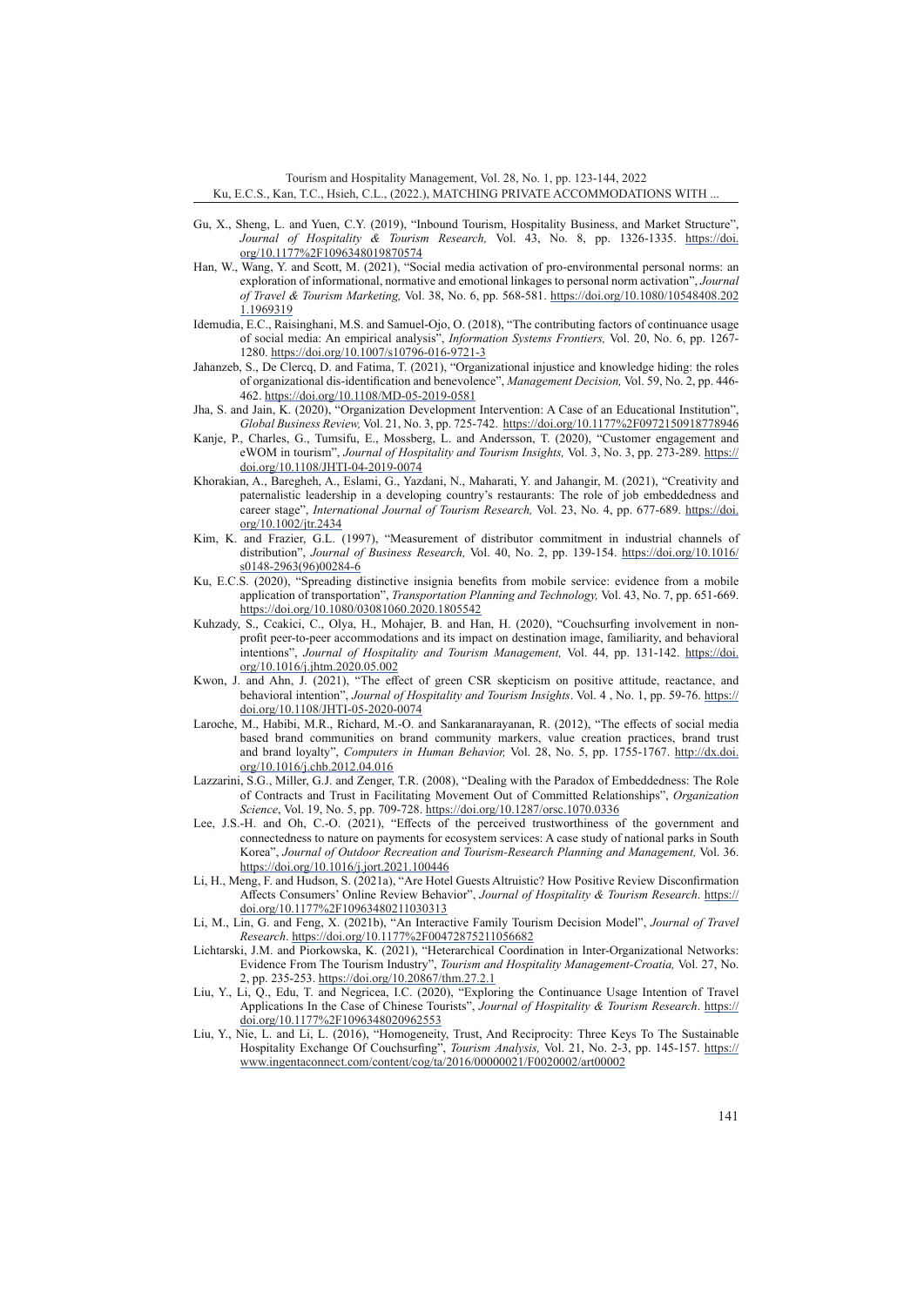Gu, X., Sheng, L. and Yuen, C.Y. (2019), "Inbound Tourism, Hospitality Business, and Market Structure", *Journal of Hospitality & Tourism Research,* Vol. 43, No. 8, pp. 1326-1335. https://doi.org/10.1177%2F1096348019870574

Han, W., Wang, Y. and Scott, M. (2021), "Social media activation of pro-environmental personal norms: an exploration of informational, normative and emotional linkages to personal norm activation", *Journal of Travel & Tourism Marketing,* Vol. 38, No. 6, pp. 568-581. https://doi.org/10.1080/10548408.2021.1969319

Idemudia, E.C., Raisinghani, M.S. and Samuel-Ojo, O. (2018), "The contributing factors of continuance usage of social media: An empirical analysis", *Information Systems Frontiers,* Vol. 20, No. 6, pp. 1267-1280. https://doi.org/10.1007/s10796-016-9721-3

Jahanzeb, S., De Clercq, D. and Fatima, T. (2021), "Organizational injustice and knowledge hiding: the roles of organizational dis-identification and benevolence", *Management Decision,* Vol. 59, No. 2, pp. 446-462. https://doi.org/10.1108/MD-05-2019-0581

Jha, S. and Jain, K. (2020), "Organization Development Intervention: A Case of an Educational Institution", *Global Business Review,* Vol. 21, No. 3, pp. 725-742. https://doi.org/10.1177%2F0972150918778946

Kanje, P., Charles, G., Tumsifu, E., Mossberg, L. and Andersson, T. (2020), "Customer engagement and eWOM in tourism", *Journal of Hospitality and Tourism Insights,* Vol. 3, No. 3, pp. 273-289. https://doi.org/10.1108/JHTI-04-2019-0074

Khorakian, A., Baregheh, A., Eslami, G., Yazdani, N., Maharati, Y. and Jahangir, M. (2021), "Creativity and paternalistic leadership in a developing country's restaurants: The role of job embeddedness and career stage", *International Journal of Tourism Research,* Vol. 23, No. 4, pp. 677-689. https://doi.org/10.1002/jtr.2434

Kim, K. and Frazier, G.L. (1997), "Measurement of distributor commitment in industrial channels of distribution", *Journal of Business Research,* Vol. 40, No. 2, pp. 139-154. https://doi.org/10.1016/s0148-2963(96)00284-6

Ku, E.C.S. (2020), "Spreading distinctive insignia benefits from mobile service: evidence from a mobile application of transportation", *Transportation Planning and Technology,* Vol. 43, No. 7, pp. 651-669. https://doi.org/10.1080/03081060.2020.1805542

Kuhzady, S., Ccakici, C., Olya, H., Mohajer, B. and Han, H. (2020), "Couchsurfing involvement in non-profit peer-to-peer accommodations and its impact on destination image, familiarity, and behavioral intentions", *Journal of Hospitality and Tourism Management,* Vol. 44, pp. 131-142. https://doi.org/10.1016/j.jhtm.2020.05.002

Kwon, J. and Ahn, J. (2021), "The effect of green CSR skepticism on positive attitude, reactance, and behavioral intention", *Journal of Hospitality and Tourism Insights*. Vol. 4 , No. 1, pp. 59-76. https://doi.org/10.1108/JHTI-05-2020-0074

Laroche, M., Habibi, M.R., Richard, M.-O. and Sankaranarayanan, R. (2012), "The effects of social media based brand communities on brand community markers, value creation practices, brand trust and brand loyalty", *Computers in Human Behavior,* Vol. 28, No. 5, pp. 1755-1767. http://dx.doi.org/10.1016/j.chb.2012.04.016

Lazzarini, S.G., Miller, G.J. and Zenger, T.R. (2008), "Dealing with the Paradox of Embeddedness: The Role of Contracts and Trust in Facilitating Movement Out of Committed Relationships", *Organization Science*, Vol. 19, No. 5, pp. 709-728. https://doi.org/10.1287/orsc.1070.0336

Lee, J.S.-H. and Oh, C.-O. (2021), "Effects of the perceived trustworthiness of the government and connectedness to nature on payments for ecosystem services: A case study of national parks in South Korea", *Journal of Outdoor Recreation and Tourism-Research Planning and Management,* Vol. 36. https://doi.org/10.1016/j.jort.2021.100446

Li, H., Meng, F. and Hudson, S. (2021a), "Are Hotel Guests Altruistic? How Positive Review Disconfirmation Affects Consumers' Online Review Behavior", *Journal of Hospitality & Tourism Research*. https://doi.org/10.1177%2F10963480211030313

Li, M., Lin, G. and Feng, X. (2021b), "An Interactive Family Tourism Decision Model", *Journal of Travel Research*. https://doi.org/10.1177%2F00472875211056682

Lichtarski, J.M. and Piorkowska, K. (2021), "Heterarchical Coordination in Inter-Organizational Networks: Evidence From The Tourism Industry", *Tourism and Hospitality Management-Croatia,* Vol. 27, No. 2, pp. 235-253. https://doi.org/10.20867/thm.27.2.1

Liu, Y., Li, Q., Edu, T. and Negricea, I.C. (2020), "Exploring the Continuance Usage Intention of Travel Applications In the Case of Chinese Tourists", *Journal of Hospitality & Tourism Research*. https://doi.org/10.1177%2F1096348020962553

Liu, Y., Nie, L. and Li, L. (2016), "Homogeneity, Trust, And Reciprocity: Three Keys To The Sustainable Hospitality Exchange Of Couchsurfing", *Tourism Analysis,* Vol. 21, No. 2-3, pp. 145-157. https://www.ingentaconnect.com/content/cog/ta/2016/00000021/F0020002/art00002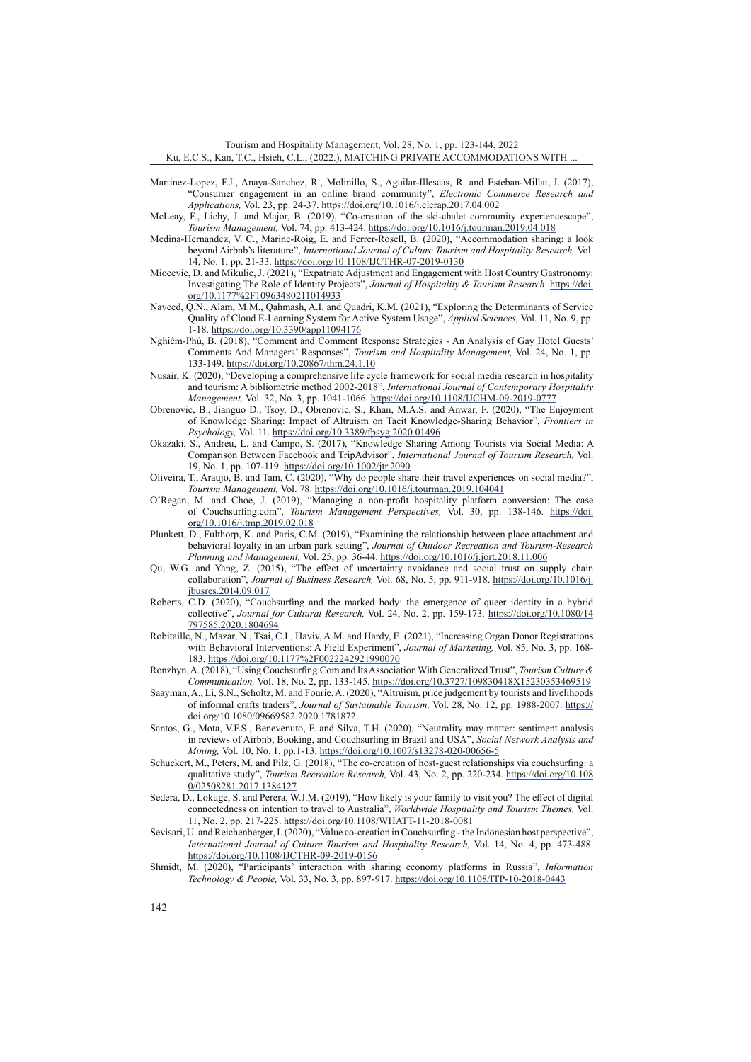Martinez-Lopez, F.J., Anaya-Sanchez, R., Molinillo, S., Aguilar-Illescas, R. and Esteban-Millat, I. (2017), "Consumer engagement in an online brand community", *Electronic Commerce Research and Applications,* Vol. 23, pp. 24-37. https://doi.org/10.1016/j.elerap.2017.04.002

McLeay, F., Lichy, J. and Major, B. (2019), "Co-creation of the ski-chalet community experiencescape", *Tourism Management,* Vol. 74, pp. 413-424. https://doi.org/10.1016/j.tourman.2019.04.018

Medina-Hernandez, V. C., Marine-Roig, E. and Ferrer-Rosell, B. (2020), "Accommodation sharing: a look beyond Airbnb's literature", *International Journal of Culture Tourism and Hospitality Research,* Vol. 14, No. 1, pp. 21-33. https://doi.org/10.1108/IJCTHR-07-2019-0130

Miocevic, D. and Mikulic, J. (2021), "Expatriate Adjustment and Engagement with Host Country Gastronomy: Investigating The Role of Identity Projects", *Journal of Hospitality & Tourism Research*. https://doi.org/10.1177%2F10963480211014933

Naveed, Q.N., Alam, M.M., Qahmash, A.I. and Quadri, K.M. (2021), "Exploring the Determinants of Service Quality of Cloud E-Learning System for Active System Usage", *Applied Sciences,* Vol. 11, No. 9, pp. 1-18. https://doi.org/10.3390/app11094176

Nghiêm-Phú, B. (2018), "Comment and Comment Response Strategies - An Analysis of Gay Hotel Guests' Comments And Managers' Responses", *Tourism and Hospitality Management,* Vol. 24, No. 1, pp. 133-149. https://doi.org/10.20867/thm.24.1.10

Nusair, K. (2020), "Developing a comprehensive life cycle framework for social media research in hospitality and tourism: A bibliometric method 2002-2018", *International Journal of Contemporary Hospitality Management,* Vol. 32, No. 3, pp. 1041-1066. https://doi.org/10.1108/IJCHM-09-2019-0777

Obrenovic, B., Jianguo D., Tsoy, D., Obrenovic, S., Khan, M.A.S. and Anwar, F. (2020), "The Enjoyment of Knowledge Sharing: Impact of Altruism on Tacit Knowledge-Sharing Behavior", *Frontiers in Psychology,* Vol. 11. https://doi.org/10.3389/fpsyg.2020.01496

Okazaki, S., Andreu, L. and Campo, S. (2017), "Knowledge Sharing Among Tourists via Social Media: A Comparison Between Facebook and TripAdvisor", *International Journal of Tourism Research,* Vol. 19, No. 1, pp. 107-119. https://doi.org/10.1002/jtr.2090

Oliveira, T., Araujo, B. and Tam, C. (2020), "Why do people share their travel experiences on social media?", *Tourism Management,* Vol. 78. https://doi.org/10.1016/j.tourman.2019.104041

O'Regan, M. and Choe, J. (2019), "Managing a non-profit hospitality platform conversion: The case of Couchsurfing.com", *Tourism Management Perspectives,* Vol. 30, pp. 138-146. https://doi.org/10.1016/j.tmp.2019.02.018

Plunkett, D., Fulthorp, K. and Paris, C.M. (2019), "Examining the relationship between place attachment and behavioral loyalty in an urban park setting", *Journal of Outdoor Recreation and Tourism-Research Planning and Management,* Vol. 25, pp. 36-44. https://doi.org/10.1016/j.jort.2018.11.006

Qu, W.G. and Yang, Z. (2015), "The effect of uncertainty avoidance and social trust on supply chain collaboration", *Journal of Business Research,* Vol. 68, No. 5, pp. 911-918. https://doi.org/10.1016/j.jbusres.2014.09.017

Roberts, C.D. (2020), "Couchsurfing and the marked body: the emergence of queer identity in a hybrid collective", *Journal for Cultural Research,* Vol. 24, No. 2, pp. 159-173. https://doi.org/10.1080/14797585.2020.1804694

Robitaille, N., Mazar, N., Tsai, C.I., Haviv, A.M. and Hardy, E. (2021), "Increasing Organ Donor Registrations with Behavioral Interventions: A Field Experiment", *Journal of Marketing,* Vol. 85, No. 3, pp. 168-183. https://doi.org/10.1177%2F0022242921990070

Ronzhyn, A. (2018), "Using Couchsurfing.Com and Its Association With Generalized Trust", *Tourism Culture & Communication,* Vol. 18, No. 2, pp. 133-145. https://doi.org/10.3727/109830418X15230353469519

Saayman, A., Li, S.N., Scholtz, M. and Fourie, A. (2020), "Altruism, price judgement by tourists and livelihoods of informal crafts traders", *Journal of Sustainable Tourism,* Vol. 28, No. 12, pp. 1988-2007. https://doi.org/10.1080/09669582.2020.1781872

Santos, G., Mota, V.F.S., Benevenuto, F. and Silva, T.H. (2020), "Neutrality may matter: sentiment analysis in reviews of Airbnb, Booking, and Couchsurfing in Brazil and USA", *Social Network Analysis and Mining,* Vol. 10, No. 1, pp.1-13. https://doi.org/10.1007/s13278-020-00656-5

Schuckert, M., Peters, M. and Pilz, G. (2018), "The co-creation of host-guest relationships via couchsurfing: a qualitative study", *Tourism Recreation Research,* Vol. 43, No. 2, pp. 220-234. https://doi.org/10.1080/02508281.2017.1384127

Sedera, D., Lokuge, S. and Perera, W.J.M. (2019), "How likely is your family to visit you? The effect of digital connectedness on intention to travel to Australia", *Worldwide Hospitality and Tourism Themes,* Vol. 11, No. 2, pp. 217-225. https://doi.org/10.1108/WHATT-11-2018-0081

Sevisari, U. and Reichenberger, I. (2020), "Value co-creation in Couchsurfing - the Indonesian host perspective", *International Journal of Culture Tourism and Hospitality Research,* Vol. 14, No. 4, pp. 473-488. https://doi.org/10.1108/IJCTHR-09-2019-0156

Shmidt, M. (2020), "Participants' interaction with sharing economy platforms in Russia", *Information Technology & People,* Vol. 33, No. 3, pp. 897-917. https://doi.org/10.1108/ITP-10-2018-0443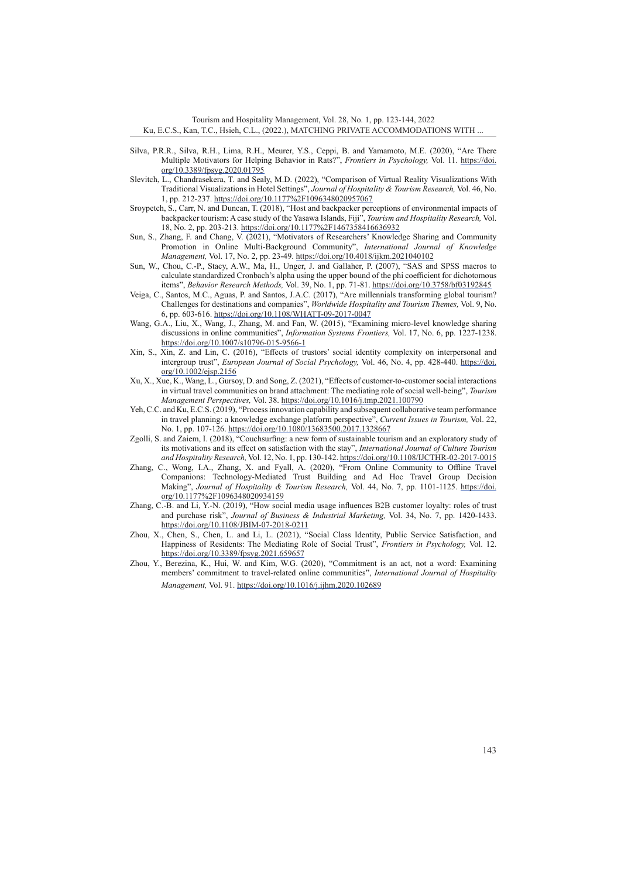Silva, P.R.R., Silva, R.H., Lima, R.H., Meurer, Y.S., Ceppi, B. and Yamamoto, M.E. (2020), "Are There Multiple Motivators for Helping Behavior in Rats?", *Frontiers in Psychology,* Vol. 11. https://doi.org/10.3389/fpsyg.2020.01795

Slevitch, L., Chandrasekera, T. and Sealy, M.D. (2022), "Comparison of Virtual Reality Visualizations With Traditional Visualizations in Hotel Settings", *Journal of Hospitality & Tourism Research,* Vol. 46, No. 1, pp. 212-237. https://doi.org/10.1177%2F1096348020957067

Sroypetch, S., Carr, N. and Duncan, T. (2018), "Host and backpacker perceptions of environmental impacts of backpacker tourism: A case study of the Yasawa Islands, Fiji", *Tourism and Hospitality Research,* Vol. 18, No. 2, pp. 203-213. https://doi.org/10.1177%2F1467358416636932

Sun, S., Zhang, F. and Chang, V. (2021), "Motivators of Researchers' Knowledge Sharing and Community Promotion in Online Multi-Background Community", *International Journal of Knowledge Management,* Vol. 17, No. 2, pp. 23-49. https://doi.org/10.4018/ijkm.2021040102

Sun, W., Chou, C.-P., Stacy, A.W., Ma, H., Unger, J. and Gallaher, P. (2007), "SAS and SPSS macros to calculate standardized Cronbach's alpha using the upper bound of the phi coefficient for dichotomous items", *Behavior Research Methods,* Vol. 39, No. 1, pp. 71-81. https://doi.org/10.3758/bf03192845

Veiga, C., Santos, M.C., Aguas, P. and Santos, J.A.C. (2017), "Are millennials transforming global tourism? Challenges for destinations and companies", *Worldwide Hospitality and Tourism Themes,* Vol. 9, No. 6, pp. 603-616. https://doi.org/10.1108/WHATT-09-2017-0047

Wang, G.A., Liu, X., Wang, J., Zhang, M. and Fan, W. (2015), "Examining micro-level knowledge sharing discussions in online communities", *Information Systems Frontiers,* Vol. 17, No. 6, pp. 1227-1238. https://doi.org/10.1007/s10796-015-9566-1

Xin, S., Xin, Z. and Lin, C. (2016), "Effects of trustors' social identity complexity on interpersonal and intergroup trust", *European Journal of Social Psychology,* Vol. 46, No. 4, pp. 428-440. https://doi.org/10.1002/ejsp.2156

Xu, X., Xue, K., Wang, L., Gursoy, D. and Song, Z. (2021), "Effects of customer-to-customer social interactions in virtual travel communities on brand attachment: The mediating role of social well-being", *Tourism Management Perspectives,* Vol. 38. https://doi.org/10.1016/j.tmp.2021.100790

Yeh, C.C. and Ku, E.C.S. (2019), "Process innovation capability and subsequent collaborative team performance in travel planning: a knowledge exchange platform perspective", *Current Issues in Tourism,* Vol. 22, No. 1, pp. 107-126. https://doi.org/10.1080/13683500.2017.1328667

Zgolli, S. and Zaiem, I. (2018), "Couchsurfing: a new form of sustainable tourism and an exploratory study of its motivations and its effect on satisfaction with the stay", *International Journal of Culture Tourism and Hospitality Research,* Vol. 12, No. 1, pp. 130-142. https://doi.org/10.1108/IJCTHR-02-2017-0015

Zhang, C., Wong, I.A., Zhang, X. and Fyall, A. (2020), "From Online Community to Offline Travel Companions: Technology-Mediated Trust Building and Ad Hoc Travel Group Decision Making", *Journal of Hospitality & Tourism Research,* Vol. 44, No. 7, pp. 1101-1125. https://doi.org/10.1177%2F1096348020934159

Zhang, C.-B. and Li, Y.-N. (2019), "How social media usage influences B2B customer loyalty: roles of trust and purchase risk", *Journal of Business & Industrial Marketing,* Vol. 34, No. 7, pp. 1420-1433. https://doi.org/10.1108/JBIM-07-2018-0211

Zhou, X., Chen, S., Chen, L. and Li, L. (2021), "Social Class Identity, Public Service Satisfaction, and Happiness of Residents: The Mediating Role of Social Trust", *Frontiers in Psychology,* Vol. 12. https://doi.org/10.3389/fpsyg.2021.659657

Zhou, Y., Berezina, K., Hui, W. and Kim, W.G. (2020), "Commitment is an act, not a word: Examining members' commitment to travel-related online communities", *International Journal of Hospitality Management,* Vol. 91. https://doi.org/10.1016/j.ijhm.2020.102689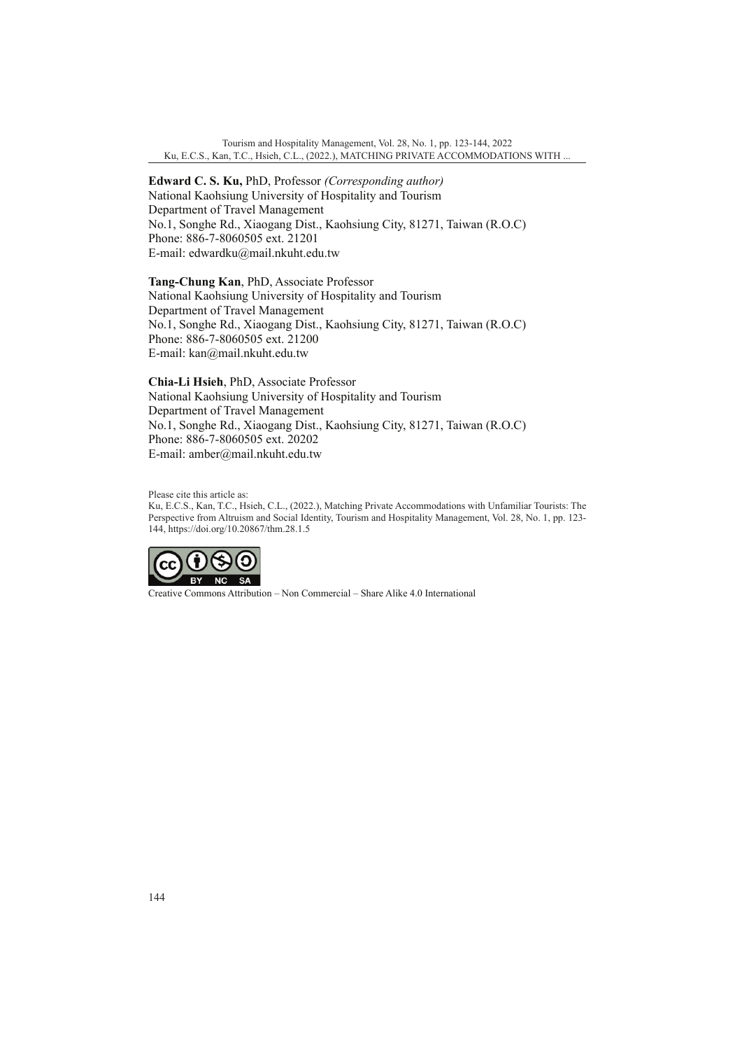**Edward C. S. Ku,** PhD, Professor *(Corresponding author)*
National Kaohsiung University of Hospitality and Tourism
Department of Travel Management
No.1, Songhe Rd., Xiaogang Dist., Kaohsiung City, 81271, Taiwan (R.O.C)
Phone: 886-7-8060505 ext. 21201
E-mail: edwardku@mail.nkuht.edu.tw

**Tang-Chung Kan**, PhD, Associate Professor
National Kaohsiung University of Hospitality and Tourism
Department of Travel Management
No.1, Songhe Rd., Xiaogang Dist., Kaohsiung City, 81271, Taiwan (R.O.C)
Phone: 886-7-8060505 ext. 21200
E-mail: kan@mail.nkuht.edu.tw

**Chia-Li Hsieh**, PhD, Associate Professor
National Kaohsiung University of Hospitality and Tourism
Department of Travel Management
No.1, Songhe Rd., Xiaogang Dist., Kaohsiung City, 81271, Taiwan (R.O.C)
Phone: 886-7-8060505 ext. 20202
E-mail: amber@mail.nkuht.edu.tw

Please cite this article as:
Ku, E.C.S., Kan, T.C., Hsieh, C.L., (2022.), Matching Private Accommodations with Unfamiliar Tourists: The Perspective from Altruism and Social Identity, Tourism and Hospitality Management, Vol. 28, No. 1, pp. 123-144, https://doi.org/10.20867/thm.28.1.5

Creative Commons Attribution – Non Commercial – Share Alike 4.0 International